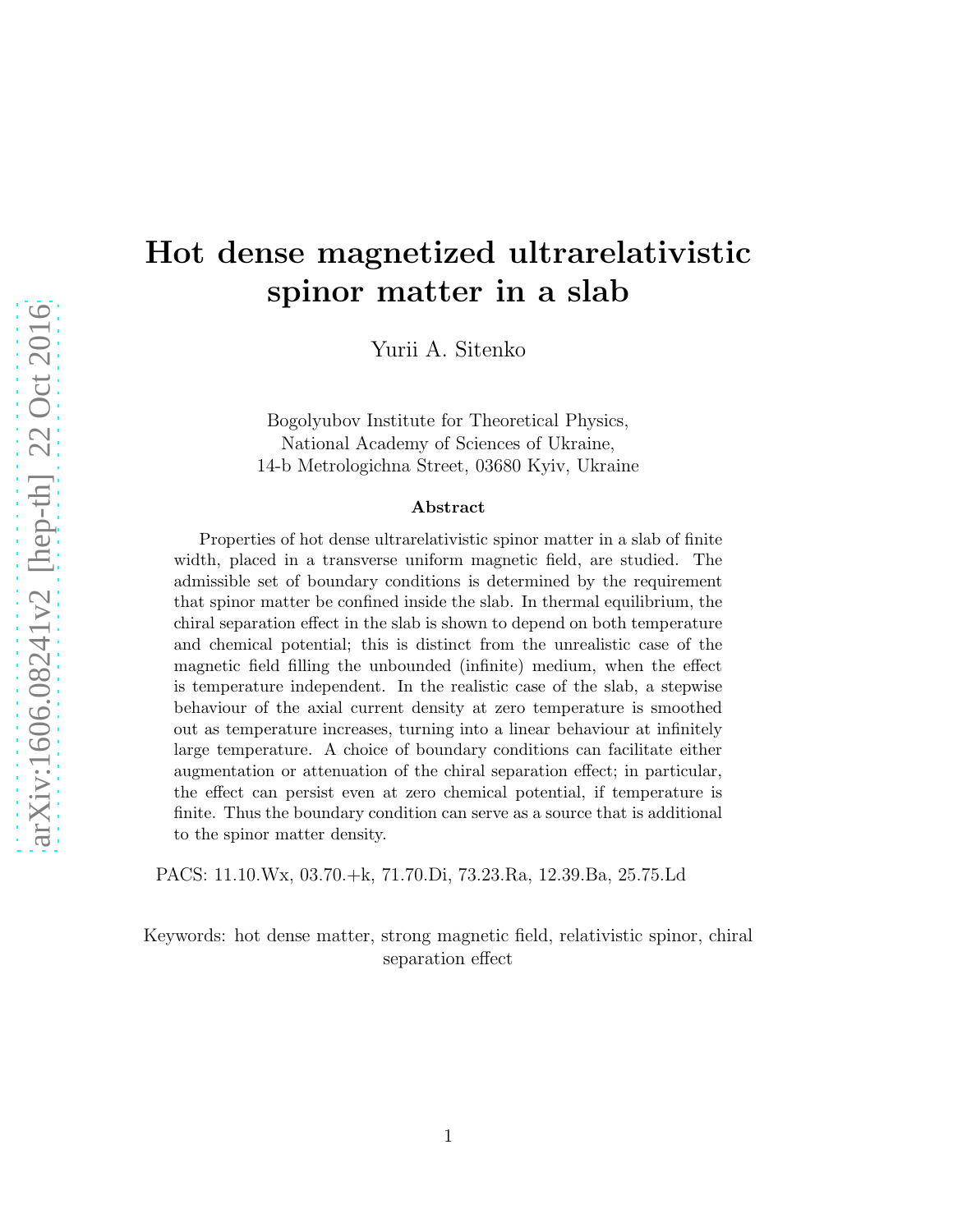# Hot dense magnetized ultrarelativistic spinor matter in a slab

Yurii A. Sitenko

Bogolyubov Institute for Theoretical Physics,
National Academy of Sciences of Ukraine,
14-b Metrologichna Street, 03680 Kyiv, Ukraine

### Abstract

Properties of hot dense ultrarelativistic spinor matter in a slab of finite width, placed in a transverse uniform magnetic field, are studied. The admissible set of boundary conditions is determined by the requirement that spinor matter be confined inside the slab. In thermal equilibrium, the chiral separation effect in the slab is shown to depend on both temperature and chemical potential; this is distinct from the unrealistic case of the magnetic field filling the unbounded (infinite) medium, when the effect is temperature independent. In the realistic case of the slab, a stepwise behaviour of the axial current density at zero temperature is smoothed out as temperature increases, turning into a linear behaviour at infinitely large temperature. A choice of boundary conditions can facilitate either augmentation or attenuation of the chiral separation effect; in particular, the effect can persist even at zero chemical potential, if temperature is finite. Thus the boundary condition can serve as a source that is additional to the spinor matter density.

PACS: 11.10.Wx, 03.70.+k, 71.70.Di, 73.23.Ra, 12.39.Ba, 25.75.Ld

Keywords: hot dense matter, strong magnetic field, relativistic spinor, chiral separation effect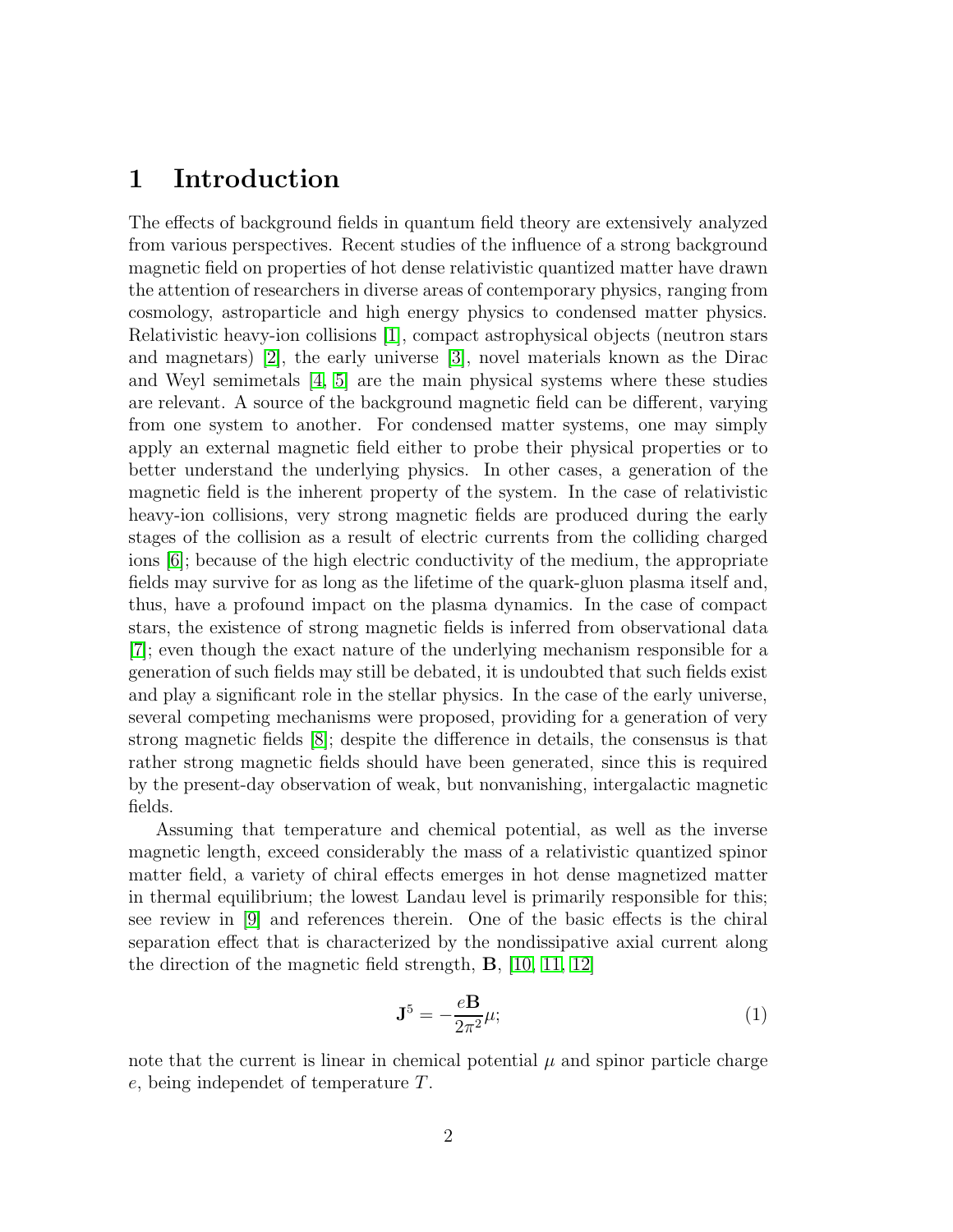# 1 Introduction

The effects of background fields in quantum field theory are extensively analyzed from various perspectives. Recent studies of the influence of a strong background magnetic field on properties of hot dense relativistic quantized matter have drawn the attention of researchers in diverse areas of contemporary physics, ranging from cosmology, astroparticle and high energy physics to condensed matter physics. Relativistic heavy-ion collisions [1], compact astrophysical objects (neutron stars and magnetars) [2], the early universe [3], novel materials known as the Dirac and Weyl semimetals [4, 5] are the main physical systems where these studies are relevant. A source of the background magnetic field can be different, varying from one system to another. For condensed matter systems, one may simply apply an external magnetic field either to probe their physical properties or to better understand the underlying physics. In other cases, a generation of the magnetic field is the inherent property of the system. In the case of relativistic heavy-ion collisions, very strong magnetic fields are produced during the early stages of the collision as a result of electric currents from the colliding charged ions [6]; because of the high electric conductivity of the medium, the appropriate fields may survive for as long as the lifetime of the quark-gluon plasma itself and, thus, have a profound impact on the plasma dynamics. In the case of compact stars, the existence of strong magnetic fields is inferred from observational data [7]; even though the exact nature of the underlying mechanism responsible for a generation of such fields may still be debated, it is undoubted that such fields exist and play a significant role in the stellar physics. In the case of the early universe, several competing mechanisms were proposed, providing for a generation of very strong magnetic fields [8]; despite the difference in details, the consensus is that rather strong magnetic fields should have been generated, since this is required by the present-day observation of weak, but nonvanishing, intergalactic magnetic fields.

Assuming that temperature and chemical potential, as well as the inverse magnetic length, exceed considerably the mass of a relativistic quantized spinor matter field, a variety of chiral effects emerges in hot dense magnetized matter in thermal equilibrium; the lowest Landau level is primarily responsible for this; see review in [9] and references therein. One of the basic effects is the chiral separation effect that is characterized by the nondissipative axial current along the direction of the magnetic field strength, $\mathbf{B}$, [10, 11, 12]

$$\mathbf{J}^5 = -\frac{e\mathbf{B}}{2\pi^2}\mu; \tag{1}$$

note that the current is linear in chemical potential $\mu$ and spinor particle charge $e$, being independet of temperature $T$.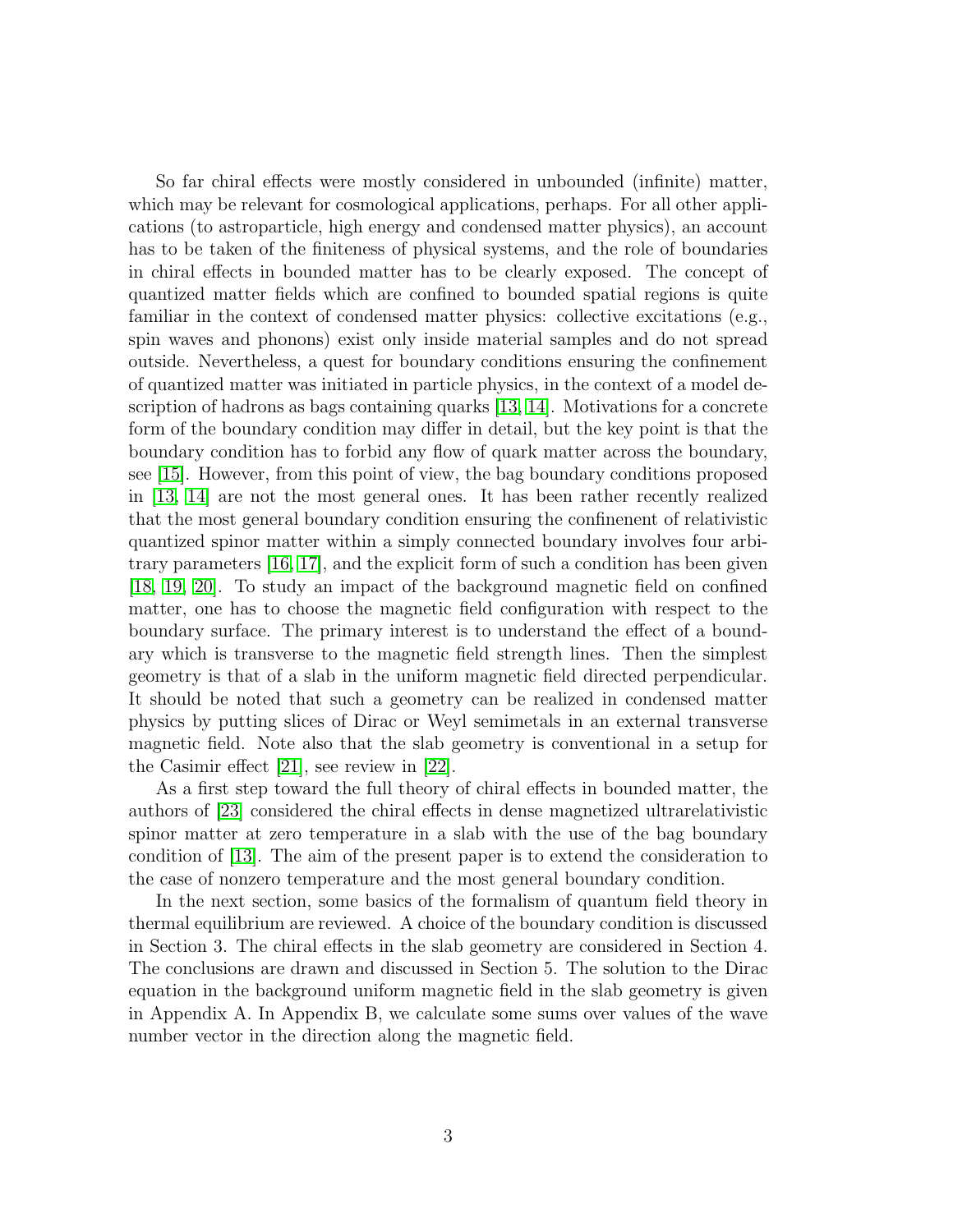So far chiral effects were mostly considered in unbounded (infinite) matter, which may be relevant for cosmological applications, perhaps. For all other applications (to astroparticle, high energy and condensed matter physics), an account has to be taken of the finiteness of physical systems, and the role of boundaries in chiral effects in bounded matter has to be clearly exposed. The concept of quantized matter fields which are confined to bounded spatial regions is quite familiar in the context of condensed matter physics: collective excitations (e.g., spin waves and phonons) exist only inside material samples and do not spread outside. Nevertheless, a quest for boundary conditions ensuring the confinement of quantized matter was initiated in particle physics, in the context of a model description of hadrons as bags containing quarks [13, 14]. Motivations for a concrete form of the boundary condition may differ in detail, but the key point is that the boundary condition has to forbid any flow of quark matter across the boundary, see [15]. However, from this point of view, the bag boundary conditions proposed in [13, 14] are not the most general ones. It has been rather recently realized that the most general boundary condition ensuring the confinenent of relativistic quantized spinor matter within a simply connected boundary involves four arbitrary parameters [16, 17], and the explicit form of such a condition has been given [18, 19, 20]. To study an impact of the background magnetic field on confined matter, one has to choose the magnetic field configuration with respect to the boundary surface. The primary interest is to understand the effect of a boundary which is transverse to the magnetic field strength lines. Then the simplest geometry is that of a slab in the uniform magnetic field directed perpendicular. It should be noted that such a geometry can be realized in condensed matter physics by putting slices of Dirac or Weyl semimetals in an external transverse magnetic field. Note also that the slab geometry is conventional in a setup for the Casimir effect [21], see review in [22].

As a first step toward the full theory of chiral effects in bounded matter, the authors of [23] considered the chiral effects in dense magnetized ultrarelativistic spinor matter at zero temperature in a slab with the use of the bag boundary condition of [13]. The aim of the present paper is to extend the consideration to the case of nonzero temperature and the most general boundary condition.

In the next section, some basics of the formalism of quantum field theory in thermal equilibrium are reviewed. A choice of the boundary condition is discussed in Section 3. The chiral effects in the slab geometry are considered in Section 4. The conclusions are drawn and discussed in Section 5. The solution to the Dirac equation in the background uniform magnetic field in the slab geometry is given in Appendix A. In Appendix B, we calculate some sums over values of the wave number vector in the direction along the magnetic field.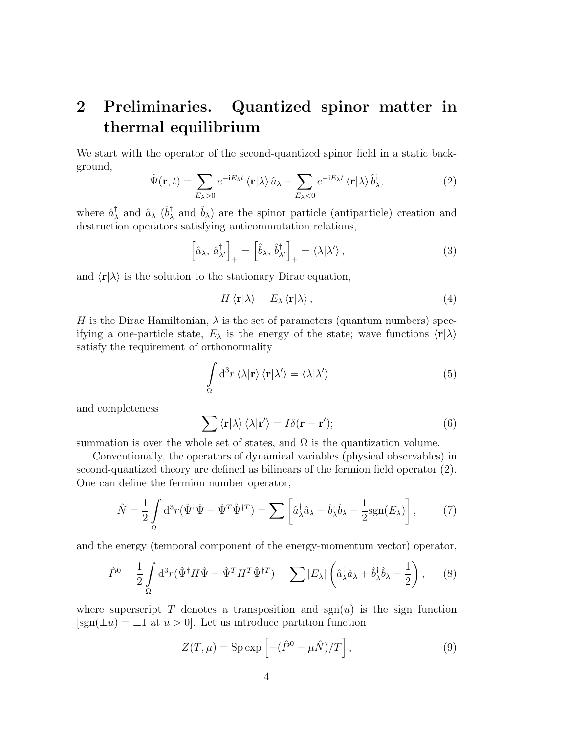## 2 Preliminaries. Quantized spinor matter in thermal equilibrium

We start with the operator of the second-quantized spinor field in a static background,

$$\hat{\Psi}(\mathbf{r}, t) = \sum_{E_\lambda > 0} e^{-iE_\lambda t} \langle \mathbf{r}|\lambda\rangle \, \hat{a}_\lambda + \sum_{E_\lambda < 0} e^{-iE_\lambda t} \langle \mathbf{r}|\lambda\rangle \, \hat{b}^\dagger_\lambda, \tag{2}$$

where $\hat{a}^\dagger_\lambda$ and $\hat{a}_\lambda$ ($\hat{b}^\dagger_\lambda$ and $\hat{b}_\lambda$) are the spinor particle (antiparticle) creation and destruction operators satisfying anticommutation relations,

$$\left[\hat{a}_\lambda, \, \hat{a}^\dagger_{\lambda'}\right]_+ = \left[\hat{b}_\lambda, \, \hat{b}^\dagger_{\lambda'}\right]_+ = \langle\lambda|\lambda'\rangle \,, \tag{3}$$

and $\langle \mathbf{r}|\lambda\rangle$ is the solution to the stationary Dirac equation,

$$H \langle \mathbf{r}|\lambda\rangle = E_\lambda \langle \mathbf{r}|\lambda\rangle \,, \tag{4}$$

$H$ is the Dirac Hamiltonian, $\lambda$ is the set of parameters (quantum numbers) specifying a one-particle state, $E_\lambda$ is the energy of the state; wave functions $\langle \mathbf{r}|\lambda\rangle$ satisfy the requirement of orthonormality

$$\int\limits_\Omega d^3r \, \langle\lambda|\mathbf{r}\rangle \, \langle\mathbf{r}|\lambda'\rangle = \langle\lambda|\lambda'\rangle \tag{5}$$

and completeness

$$\sum \langle\mathbf{r}|\lambda\rangle \, \langle\lambda|\mathbf{r}'\rangle = I\delta(\mathbf{r} - \mathbf{r}'); \tag{6}$$

summation is over the whole set of states, and $\Omega$ is the quantization volume.

Conventionally, the operators of dynamical variables (physical observables) in second-quantized theory are defined as bilinears of the fermion field operator (2). One can define the fermion number operator,

$$\hat{N} = \frac{1}{2} \int\limits_\Omega d^3r (\hat{\Psi}^\dagger \hat{\Psi} - \hat{\Psi}^T \hat{\Psi}^{\dagger T}) = \sum \left[\hat{a}^\dagger_\lambda \hat{a}_\lambda - \hat{b}^\dagger_\lambda \hat{b}_\lambda - \frac{1}{2}\mathrm{sgn}(E_\lambda)\right], \tag{7}$$

and the energy (temporal component of the energy-momentum vector) operator,

$$\hat{P}^0 = \frac{1}{2} \int\limits_\Omega d^3r (\hat{\Psi}^\dagger H \hat{\Psi} - \hat{\Psi}^T H^T \hat{\Psi}^{\dagger T}) = \sum |E_\lambda| \left(\hat{a}^\dagger_\lambda \hat{a}_\lambda + \hat{b}^\dagger_\lambda \hat{b}_\lambda - \frac{1}{2}\right), \tag{8}$$

where superscript $T$ denotes a transposition and $\mathrm{sgn}(u)$ is the sign function [$\mathrm{sgn}(\pm u) = \pm 1$ at $u > 0$]. Let us introduce partition function

$$Z(T, \mu) = \mathrm{Sp} \exp\left[-(\hat{P}^0 - \mu \hat{N})/T\right], \tag{9}$$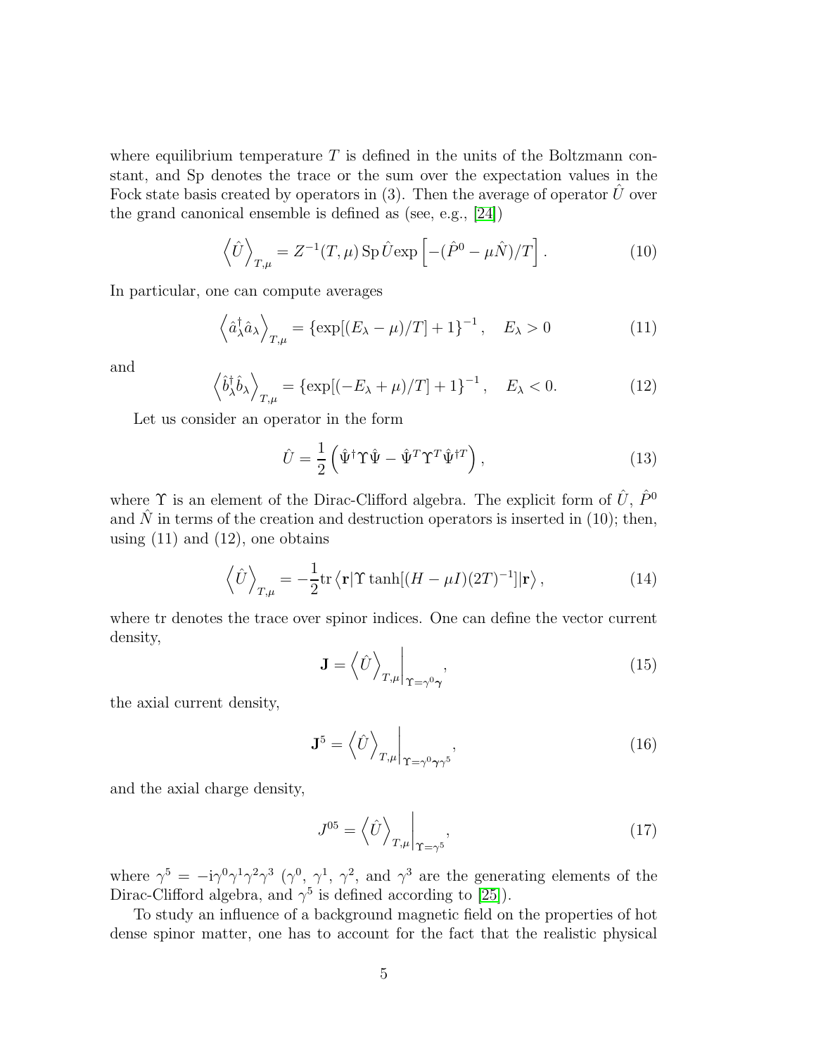where equilibrium temperature $T$ is defined in the units of the Boltzmann constant, and Sp denotes the trace or the sum over the expectation values in the Fock state basis created by operators in (3). Then the average of operator $\hat{U}$ over the grand canonical ensemble is defined as (see, e.g., [24])

$$\left\langle \hat{U} \right\rangle_{T,\mu} = Z^{-1}(T,\mu)\,\mathrm{Sp}\,\hat{U}\exp\left[-(\hat{P}^0 - \mu\hat{N})/T\right]. \tag{10}$$

In particular, one can compute averages

$$\left\langle \hat{a}^\dagger_\lambda \hat{a}_\lambda \right\rangle_{T,\mu} = \left\{\exp[(E_\lambda - \mu)/T] + 1\right\}^{-1}, \quad E_\lambda > 0 \tag{11}$$

and

$$\left\langle \hat{b}^\dagger_\lambda \hat{b}_\lambda \right\rangle_{T,\mu} = \left\{\exp[(-E_\lambda + \mu)/T] + 1\right\}^{-1}, \quad E_\lambda < 0. \tag{12}$$

Let us consider an operator in the form

$$\hat{U} = \frac{1}{2}\left(\hat{\Psi}^\dagger \Upsilon \hat{\Psi} - \hat{\Psi}^T \Upsilon^T \hat{\Psi}^{\dagger T}\right), \tag{13}$$

where $\Upsilon$ is an element of the Dirac-Clifford algebra. The explicit form of $\hat{U}$, $\hat{P}^0$ and $\hat{N}$ in terms of the creation and destruction operators is inserted in (10); then, using (11) and (12), one obtains

$$\left\langle \hat{U} \right\rangle_{T,\mu} = -\frac{1}{2}\mathrm{tr}\left\langle \mathbf{r} \right| \Upsilon \tanh[(H - \mu I)(2T)^{-1}] \left| \mathbf{r} \right\rangle, \tag{14}$$

where tr denotes the trace over spinor indices. One can define the vector current density,

$$\mathbf{J} = \left\langle \hat{U} \right\rangle_{T,\mu}\Big|_{\Upsilon = \gamma^0 \boldsymbol{\gamma}}, \tag{15}$$

the axial current density,

$$\mathbf{J}^5 = \left\langle \hat{U} \right\rangle_{T,\mu}\Big|_{\Upsilon = \gamma^0 \boldsymbol{\gamma}\gamma^5}, \tag{16}$$

and the axial charge density,

$$J^{05} = \left\langle \hat{U} \right\rangle_{T,\mu}\Big|_{\Upsilon = \gamma^5}, \tag{17}$$

where $\gamma^5 = -\mathrm{i}\gamma^0\gamma^1\gamma^2\gamma^3$ ($\gamma^0$, $\gamma^1$, $\gamma^2$, and $\gamma^3$ are the generating elements of the Dirac-Clifford algebra, and $\gamma^5$ is defined according to [25]).

To study an influence of a background magnetic field on the properties of hot dense spinor matter, one has to account for the fact that the realistic physical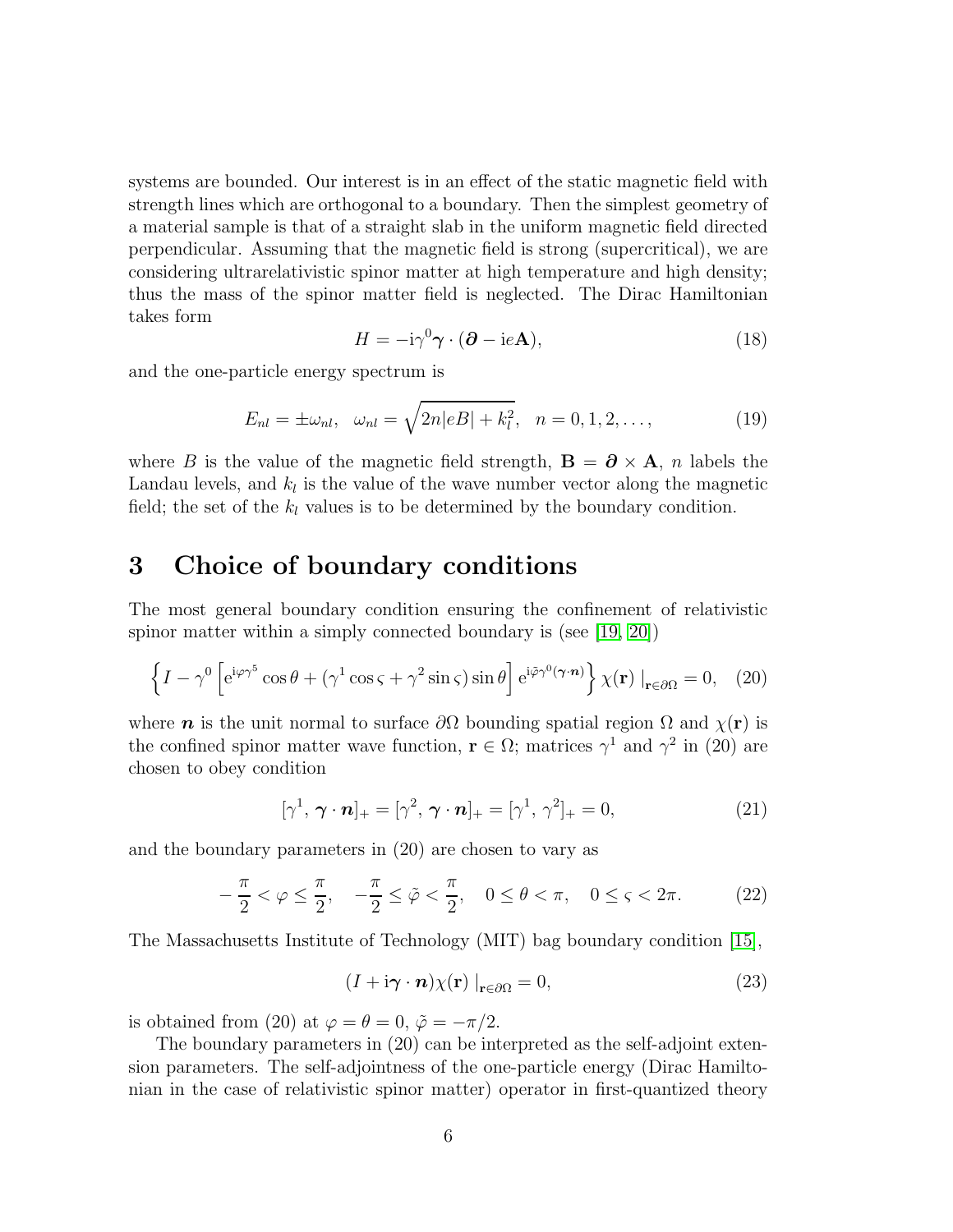systems are bounded. Our interest is in an effect of the static magnetic field with strength lines which are orthogonal to a boundary. Then the simplest geometry of a material sample is that of a straight slab in the uniform magnetic field directed perpendicular. Assuming that the magnetic field is strong (supercritical), we are considering ultrarelativistic spinor matter at high temperature and high density; thus the mass of the spinor matter field is neglected. The Dirac Hamiltonian takes form

$$H = -\mathrm{i}\gamma^0 \boldsymbol{\gamma} \cdot (\boldsymbol{\partial} - \mathrm{i}e\mathbf{A}), \tag{18}$$

and the one-particle energy spectrum is

$$E_{nl} = \pm\omega_{nl}, \quad \omega_{nl} = \sqrt{2n|eB| + k_l^2}, \quad n = 0, 1, 2, \ldots, \tag{19}$$

where $B$ is the value of the magnetic field strength, $\mathbf{B} = \boldsymbol{\partial} \times \mathbf{A}$, $n$ labels the Landau levels, and $k_l$ is the value of the wave number vector along the magnetic field; the set of the $k_l$ values is to be determined by the boundary condition.

# 3 Choice of boundary conditions

The most general boundary condition ensuring the confinement of relativistic spinor matter within a simply connected boundary is (see [19, 20])

$$\left\{ I - \gamma^0 \left[ \mathrm{e}^{\mathrm{i}\varphi\gamma^5} \cos\theta + (\gamma^1 \cos\varsigma + \gamma^2 \sin\varsigma) \sin\theta \right] \mathrm{e}^{\mathrm{i}\tilde{\varphi}\gamma^0(\boldsymbol{\gamma}\cdot\boldsymbol{n})} \right\} \chi(\mathbf{r}) \mid_{\mathbf{r}\in\partial\Omega} = 0, \tag{20}$$

where $\boldsymbol{n}$ is the unit normal to surface $\partial\Omega$ bounding spatial region $\Omega$ and $\chi(\mathbf{r})$ is the confined spinor matter wave function, $\mathbf{r} \in \Omega$; matrices $\gamma^1$ and $\gamma^2$ in (20) are chosen to obey condition

$$[\gamma^1, \boldsymbol{\gamma}\cdot\boldsymbol{n}]_+ = [\gamma^2, \boldsymbol{\gamma}\cdot\boldsymbol{n}]_+ = [\gamma^1, \gamma^2]_+ = 0, \tag{21}$$

and the boundary parameters in (20) are chosen to vary as

$$-\frac{\pi}{2} < \varphi \leq \frac{\pi}{2}, \quad -\frac{\pi}{2} \leq \tilde{\varphi} < \frac{\pi}{2}, \quad 0 \leq \theta < \pi, \quad 0 \leq \varsigma < 2\pi. \tag{22}$$

The Massachusetts Institute of Technology (MIT) bag boundary condition [15],

$$(I + \mathrm{i}\boldsymbol{\gamma}\cdot\boldsymbol{n})\chi(\mathbf{r}) \mid_{\mathbf{r}\in\partial\Omega} = 0, \tag{23}$$

is obtained from (20) at $\varphi = \theta = 0$, $\tilde{\varphi} = -\pi/2$.

The boundary parameters in (20) can be interpreted as the self-adjoint extension parameters. The self-adjointness of the one-particle energy (Dirac Hamiltonian in the case of relativistic spinor matter) operator in first-quantized theory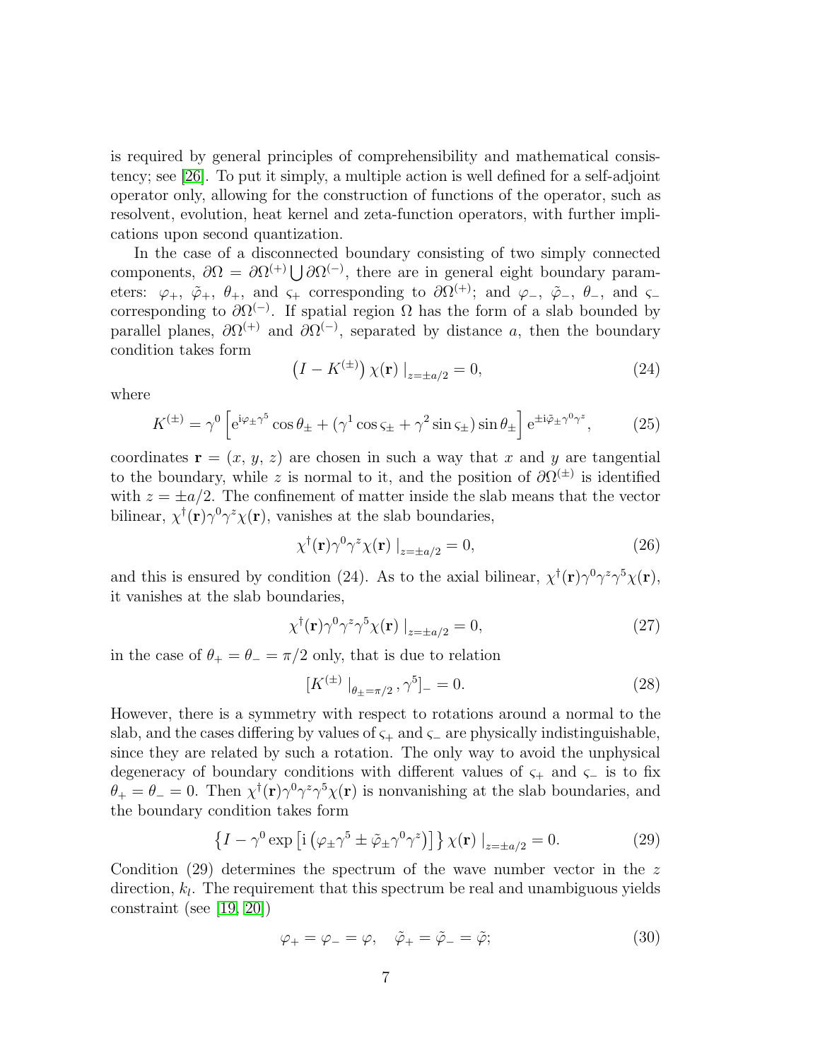is required by general principles of comprehensibility and mathematical consistency; see [26]. To put it simply, a multiple action is well defined for a self-adjoint operator only, allowing for the construction of functions of the operator, such as resolvent, evolution, heat kernel and zeta-function operators, with further implications upon second quantization.

In the case of a disconnected boundary consisting of two simply connected components, $\partial\Omega = \partial\Omega^{(+)} \bigcup \partial\Omega^{(-)}$, there are in general eight boundary parameters: $\varphi_+$, $\tilde{\varphi}_+$, $\theta_+$, and $\varsigma_+$ corresponding to $\partial\Omega^{(+)}$; and $\varphi_-$, $\tilde{\varphi}_-$, $\theta_-$, and $\varsigma_-$ corresponding to $\partial\Omega^{(-)}$. If spatial region $\Omega$ has the form of a slab bounded by parallel planes, $\partial\Omega^{(+)}$ and $\partial\Omega^{(-)}$, separated by distance $a$, then the boundary condition takes form

$$\left(I - K^{(\pm)}\right) \chi(\mathbf{r}) \mid_{z=\pm a/2} = 0, \tag{24}$$

where

$$K^{(\pm)} = \gamma^0 \left[ e^{i\varphi_\pm \gamma^5} \cos\theta_\pm + (\gamma^1 \cos\varsigma_\pm + \gamma^2 \sin\varsigma_\pm) \sin\theta_\pm \right] e^{\pm i \tilde{\varphi}_\pm \gamma^0 \gamma^z}, \tag{25}$$

coordinates $\mathbf{r} = (x,\, y,\, z)$ are chosen in such a way that $x$ and $y$ are tangential to the boundary, while $z$ is normal to it, and the position of $\partial\Omega^{(\pm)}$ is identified with $z = \pm a/2$. The confinement of matter inside the slab means that the vector bilinear, $\chi^\dagger(\mathbf{r})\gamma^0\gamma^z\chi(\mathbf{r})$, vanishes at the slab boundaries,

$$\chi^\dagger(\mathbf{r})\gamma^0\gamma^z\chi(\mathbf{r}) \mid_{z=\pm a/2} = 0, \tag{26}$$

and this is ensured by condition (24). As to the axial bilinear, $\chi^\dagger(\mathbf{r})\gamma^0\gamma^z\gamma^5\chi(\mathbf{r})$, it vanishes at the slab boundaries,

$$\chi^\dagger(\mathbf{r})\gamma^0\gamma^z\gamma^5\chi(\mathbf{r}) \mid_{z=\pm a/2} = 0, \tag{27}$$

in the case of $\theta_+ = \theta_- = \pi/2$ only, that is due to relation

$$[K^{(\pm)} \mid_{\theta_\pm = \pi/2}, \gamma^5]_- = 0. \tag{28}$$

However, there is a symmetry with respect to rotations around a normal to the slab, and the cases differing by values of $\varsigma_+$ and $\varsigma_-$ are physically indistinguishable, since they are related by such a rotation. The only way to avoid the unphysical degeneracy of boundary conditions with different values of $\varsigma_+$ and $\varsigma_-$ is to fix $\theta_+ = \theta_- = 0$. Then $\chi^\dagger(\mathbf{r})\gamma^0\gamma^z\gamma^5\chi(\mathbf{r})$ is nonvanishing at the slab boundaries, and the boundary condition takes form

$$\left\{ I - \gamma^0 \exp\left[ i \left( \varphi_\pm \gamma^5 \pm \tilde{\varphi}_\pm \gamma^0 \gamma^z \right) \right] \right\} \chi(\mathbf{r}) \mid_{z=\pm a/2} = 0. \tag{29}$$

Condition (29) determines the spectrum of the wave number vector in the $z$ direction, $k_l$. The requirement that this spectrum be real and unambiguous yields constraint (see [19, 20])

$$\varphi_+ = \varphi_- = \varphi, \quad \tilde{\varphi}_+ = \tilde{\varphi}_- = \tilde{\varphi}; \tag{30}$$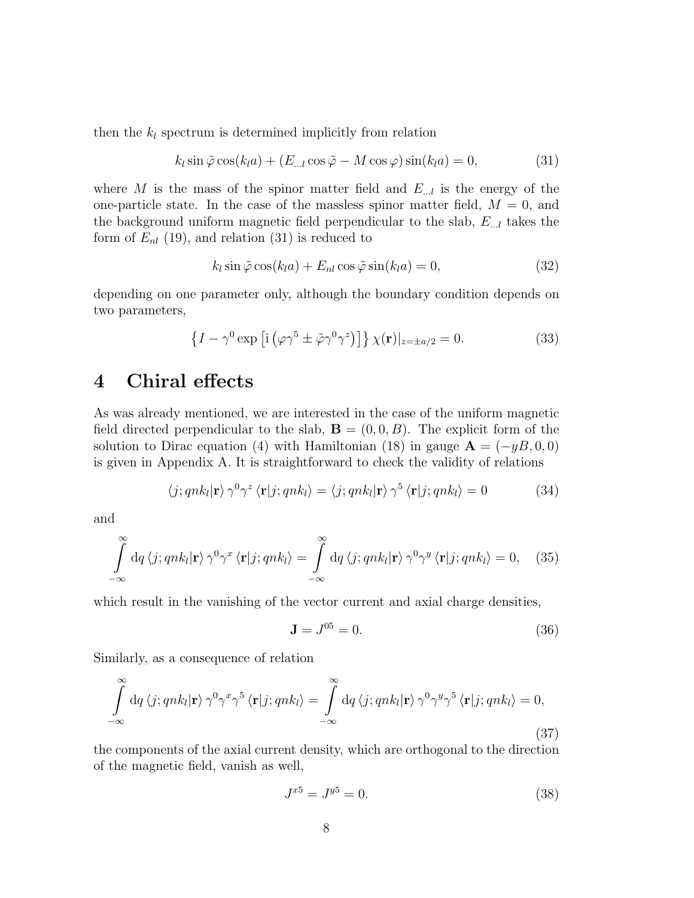then the $k_l$ spectrum is determined implicitly from relation

$$k_l \sin\tilde{\varphi}\cos(k_l a) + (E_{\dots l}\cos\tilde{\varphi} - M\cos\varphi)\sin(k_l a) = 0, \tag{31}$$

where $M$ is the mass of the spinor matter field and $E_{\dots l}$ is the energy of the one-particle state. In the case of the massless spinor matter field, $M = 0$, and the background uniform magnetic field perpendicular to the slab, $E_{\dots l}$ takes the form of $E_{nl}$ (19), and relation (31) is reduced to

$$k_l \sin\tilde{\varphi}\cos(k_l a) + E_{nl}\cos\tilde{\varphi}\sin(k_l a) = 0, \tag{32}$$

depending on one parameter only, although the boundary condition depends on two parameters,

$$\left\{ I - \gamma^0 \exp\left[ \mathrm{i}\left( \varphi\gamma^5 \pm \tilde{\varphi}\gamma^0\gamma^z \right) \right] \right\} \chi(\mathbf{r})|_{z=\pm a/2} = 0. \tag{33}$$

# 4 Chiral effects

As was already mentioned, we are interested in the case of the uniform magnetic field directed perpendicular to the slab, $\mathbf{B} = (0, 0, B)$. The explicit form of the solution to Dirac equation (4) with Hamiltonian (18) in gauge $\mathbf{A} = (-yB, 0, 0)$ is given in Appendix A. It is straightforward to check the validity of relations

$$\langle j; qnk_l|\mathbf{r}\rangle\, \gamma^0\gamma^z\, \langle \mathbf{r}|j; qnk_l\rangle = \langle j; qnk_l|\mathbf{r}\rangle\, \gamma^5\, \langle \mathbf{r}|j; qnk_l\rangle = 0 \tag{34}$$

and

$$\int\limits_{-\infty}^{\infty} \mathrm{d}q\, \langle j; qnk_l|\mathbf{r}\rangle\, \gamma^0\gamma^x\, \langle \mathbf{r}|j; qnk_l\rangle = \int\limits_{-\infty}^{\infty} \mathrm{d}q\, \langle j; qnk_l|\mathbf{r}\rangle\, \gamma^0\gamma^y\, \langle \mathbf{r}|j; qnk_l\rangle = 0, \tag{35}$$

which result in the vanishing of the vector current and axial charge densities,

$$\mathbf{J} = J^{05} = 0. \tag{36}$$

Similarly, as a consequence of relation

$$\int\limits_{-\infty}^{\infty} \mathrm{d}q\, \langle j; qnk_l|\mathbf{r}\rangle\, \gamma^0\gamma^x\gamma^5\, \langle \mathbf{r}|j; qnk_l\rangle = \int\limits_{-\infty}^{\infty} \mathrm{d}q\, \langle j; qnk_l|\mathbf{r}\rangle\, \gamma^0\gamma^y\gamma^5\, \langle \mathbf{r}|j; qnk_l\rangle = 0, \tag{37}$$

the components of the axial current density, which are orthogonal to the direction of the magnetic field, vanish as well,

$$J^{x5} = J^{y5} = 0. \tag{38}$$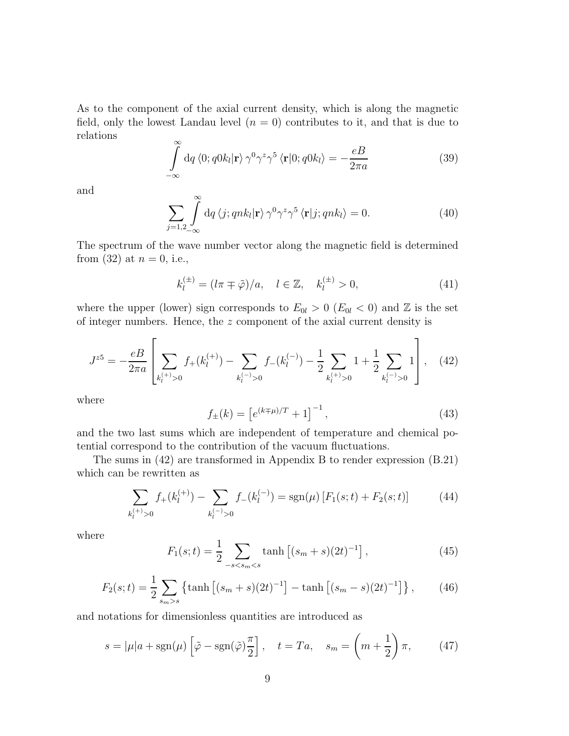As to the component of the axial current density, which is along the magnetic field, only the lowest Landau level ($n = 0$) contributes to it, and that is due to relations

$$\int_{-\infty}^{\infty} \mathrm{d}q \, \langle 0; q0k_l|\mathbf{r}\rangle \, \gamma^0\gamma^z\gamma^5 \, \langle \mathbf{r}|0; q0k_l\rangle = -\frac{eB}{2\pi a} \tag{39}$$

and

$$\sum_{j=1,2} \int_{-\infty}^{\infty} \mathrm{d}q \, \langle j; qnk_l|\mathbf{r}\rangle \, \gamma^0\gamma^z\gamma^5 \, \langle \mathbf{r}|j; qnk_l\rangle = 0. \tag{40}$$

The spectrum of the wave number vector along the magnetic field is determined from (32) at $n = 0$, i.e.,

$$k_l^{(\pm)} = (l\pi \mp \tilde{\varphi})/a, \quad l \in \mathbb{Z}, \quad k_l^{(\pm)} > 0, \tag{41}$$

where the upper (lower) sign corresponds to $E_{0l} > 0$ ($E_{0l} < 0$) and $\mathbb{Z}$ is the set of integer numbers. Hence, the $z$ component of the axial current density is

$$J^{z5} = -\frac{eB}{2\pi a} \left[ \sum_{k_l^{(+)}>0} f_+(k_l^{(+)}) - \sum_{k_l^{(-)}>0} f_-(k_l^{(-)}) - \frac{1}{2} \sum_{k_l^{(+)}>0} 1 + \frac{1}{2} \sum_{k_l^{(-)}>0} 1 \right], \tag{42}$$

where

$$f_\pm(k) = \left[ e^{(k \mp \mu)/T} + 1 \right]^{-1}, \tag{43}$$

and the two last sums which are independent of temperature and chemical potential correspond to the contribution of the vacuum fluctuations.

The sums in (42) are transformed in Appendix B to render expression (B.21) which can be rewritten as

$$\sum_{k_l^{(+)}>0} f_+(k_l^{(+)}) - \sum_{k_l^{(-)}>0} f_-(k_l^{(-)}) = \mathrm{sgn}(\mu) \left[ F_1(s;t) + F_2(s;t) \right] \tag{44}$$

where

$$F_1(s;t) = \frac{1}{2} \sum_{-s<s_m<s} \tanh\left[ (s_m + s)(2t)^{-1} \right], \tag{45}$$

$$F_2(s;t) = \frac{1}{2} \sum_{s_m>s} \left\{ \tanh\left[ (s_m + s)(2t)^{-1} \right] - \tanh\left[ (s_m - s)(2t)^{-1} \right] \right\}, \tag{46}$$

and notations for dimensionless quantities are introduced as

$$s = |\mu|a + \mathrm{sgn}(\mu) \left[ \tilde{\varphi} - \mathrm{sgn}(\tilde{\varphi}) \frac{\pi}{2} \right], \quad t = Ta, \quad s_m = \left( m + \frac{1}{2} \right) \pi, \tag{47}$$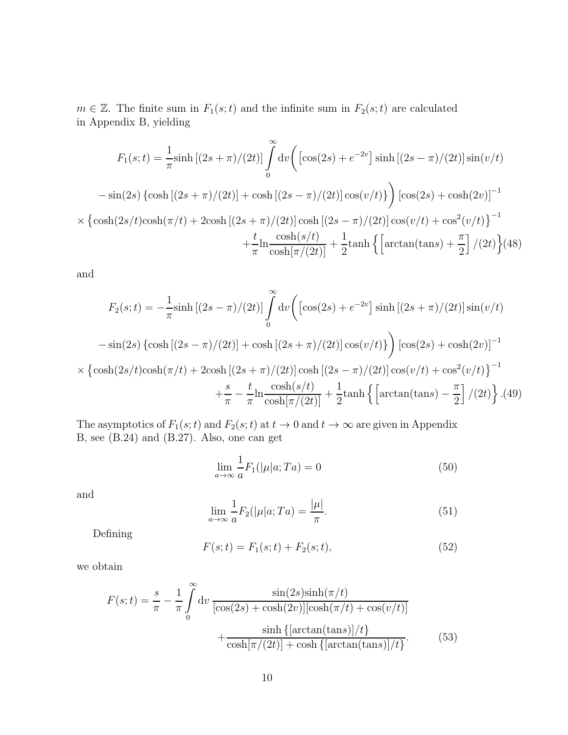$m \in \mathbb{Z}$. The finite sum in $F_1(s;t)$ and the infinite sum in $F_2(s;t)$ are calculated in Appendix B, yielding

$$
\begin{aligned}
F_1(s;t) = &\frac{1}{\pi}\sinh\left[(2s+\pi)/(2t)\right]\int\limits_0^\infty \mathrm{d}v\biggl(\left[\cos(2s)+e^{-2v}\right]\sinh\left[(2s-\pi)/(2t)\right]\sin(v/t) \\
&-\sin(2s)\left\{\cosh\left[(2s+\pi)/(2t)\right]+\cosh\left[(2s-\pi)/(2t)\right]\cos(v/t)\right\}\biggr)\left[\cos(2s)+\cosh(2v)\right]^{-1} \\
&\times\left\{\cosh(2s/t)\cosh(\pi/t)+2\cosh\left[(2s+\pi)/(2t)\right]\cosh\left[(2s-\pi)/(2t)\right]\cos(v/t)+\cos^2(v/t)\right\}^{-1} \\
&+\frac{t}{\pi}\ln\frac{\cosh(s/t)}{\cosh[\pi/(2t)]}+\frac{1}{2}\tanh\left\{\left[\arctan(\tan s)+\frac{\pi}{2}\right]/(2t)\right\}
\end{aligned}
\tag{48}
$$

and

$$
\begin{aligned}
F_2(s;t) = &-\frac{1}{\pi}\sinh\left[(2s-\pi)/(2t)\right]\int\limits_0^\infty \mathrm{d}v\biggl(\left[\cos(2s)+e^{-2v}\right]\sinh\left[(2s+\pi)/(2t)\right]\sin(v/t) \\
&-\sin(2s)\left\{\cosh\left[(2s-\pi)/(2t)\right]+\cosh\left[(2s+\pi)/(2t)\right]\cos(v/t)\right\}\biggr)\left[\cos(2s)+\cosh(2v)\right]^{-1} \\
&\times\left\{\cosh(2s/t)\cosh(\pi/t)+2\cosh\left[(2s+\pi)/(2t)\right]\cosh\left[(2s-\pi)/(2t)\right]\cos(v/t)+\cos^2(v/t)\right\}^{-1} \\
&+\frac{s}{\pi}-\frac{t}{\pi}\ln\frac{\cosh(s/t)}{\cosh[\pi/(2t)]}+\frac{1}{2}\tanh\left\{\left[\arctan(\tan s)-\frac{\pi}{2}\right]/(2t)\right\}.
\end{aligned}
\tag{49}
$$

The asymptotics of $F_1(s;t)$ and $F_2(s;t)$ at $t\to 0$ and $t\to\infty$ are given in Appendix B, see (B.24) and (B.27). Also, one can get

$$
\lim_{a\to\infty}\frac{1}{a}F_1(|\mu|a;Ta)=0 \tag{50}
$$

and

$$
\lim_{a\to\infty}\frac{1}{a}F_2(|\mu|a;Ta)=\frac{|\mu|}{\pi}. \tag{51}
$$

Defining

$$
F(s;t)=F_1(s;t)+F_2(s;t), \tag{52}
$$

we obtain

$$
\begin{aligned}
F(s;t)=\frac{s}{\pi}-\frac{1}{\pi}\int\limits_0^\infty \mathrm{d}v\,&\frac{\sin(2s)\sinh(\pi/t)}{[\cos(2s)+\cosh(2v)][\cosh(\pi/t)+\cos(v/t)]} \\
&+\frac{\sinh\{[\arctan(\tan s)]/t\}}{\cosh[\pi/(2t)]+\cosh\{[\arctan(\tan s)]/t\}}.
\end{aligned}
\tag{53}
$$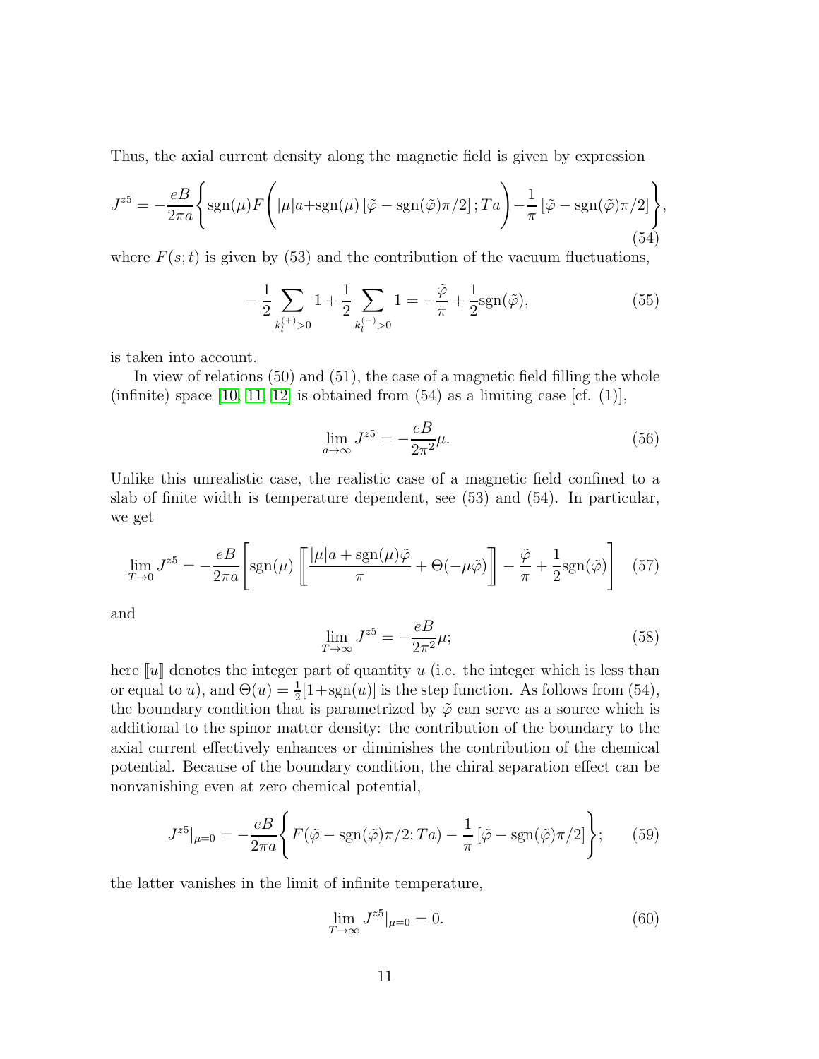Thus, the axial current density along the magnetic field is given by expression

$$J^{z5} = -\frac{eB}{2\pi a}\Bigg\{\mathrm{sgn}(\mu) F\Bigg(|\mu|a + \mathrm{sgn}(\mu)\left[\tilde{\varphi} - \mathrm{sgn}(\tilde{\varphi})\pi/2\right]; Ta\Bigg) - \frac{1}{\pi}\left[\tilde{\varphi} - \mathrm{sgn}(\tilde{\varphi})\pi/2\right]\Bigg\}, \tag{54}$$

where $F(s;t)$ is given by (53) and the contribution of the vacuum fluctuations,

$$-\frac{1}{2}\sum_{k_l^{(+)}>0} 1 + \frac{1}{2}\sum_{k_l^{(-)}>0} 1 = -\frac{\tilde{\varphi}}{\pi} + \frac{1}{2}\mathrm{sgn}(\tilde{\varphi}), \tag{55}$$

is taken into account.

In view of relations (50) and (51), the case of a magnetic field filling the whole (infinite) space [10, 11, 12] is obtained from (54) as a limiting case [cf. (1)],

$$\lim_{a\to\infty} J^{z5} = -\frac{eB}{2\pi^2}\mu. \tag{56}$$

Unlike this unrealistic case, the realistic case of a magnetic field confined to a slab of finite width is temperature dependent, see (53) and (54). In particular, we get

$$\lim_{T\to 0} J^{z5} = -\frac{eB}{2\pi a}\left[\mathrm{sgn}(\mu)\left[\!\left[\frac{|\mu|a + \mathrm{sgn}(\mu)\tilde{\varphi}}{\pi} + \Theta(-\mu\tilde{\varphi})\right]\!\right] - \frac{\tilde{\varphi}}{\pi} + \frac{1}{2}\mathrm{sgn}(\tilde{\varphi})\right] \tag{57}$$

and

$$\lim_{T\to\infty} J^{z5} = -\frac{eB}{2\pi^2}\mu; \tag{58}$$

here $[\![u]\!]$ denotes the integer part of quantity $u$ (i.e. the integer which is less than or equal to $u$), and $\Theta(u) = \frac{1}{2}[1 + \mathrm{sgn}(u)]$ is the step function. As follows from (54), the boundary condition that is parametrized by $\tilde{\varphi}$ can serve as a source which is additional to the spinor matter density: the contribution of the boundary to the axial current effectively enhances or diminishes the contribution of the chemical potential. Because of the boundary condition, the chiral separation effect can be nonvanishing even at zero chemical potential,

$$J^{z5}|_{\mu=0} = -\frac{eB}{2\pi a}\Bigg\{F(\tilde{\varphi} - \mathrm{sgn}(\tilde{\varphi})\pi/2; Ta) - \frac{1}{\pi}\left[\tilde{\varphi} - \mathrm{sgn}(\tilde{\varphi})\pi/2\right]\Bigg\}; \tag{59}$$

the latter vanishes in the limit of infinite temperature,

$$\lim_{T\to\infty} J^{z5}|_{\mu=0} = 0. \tag{60}$$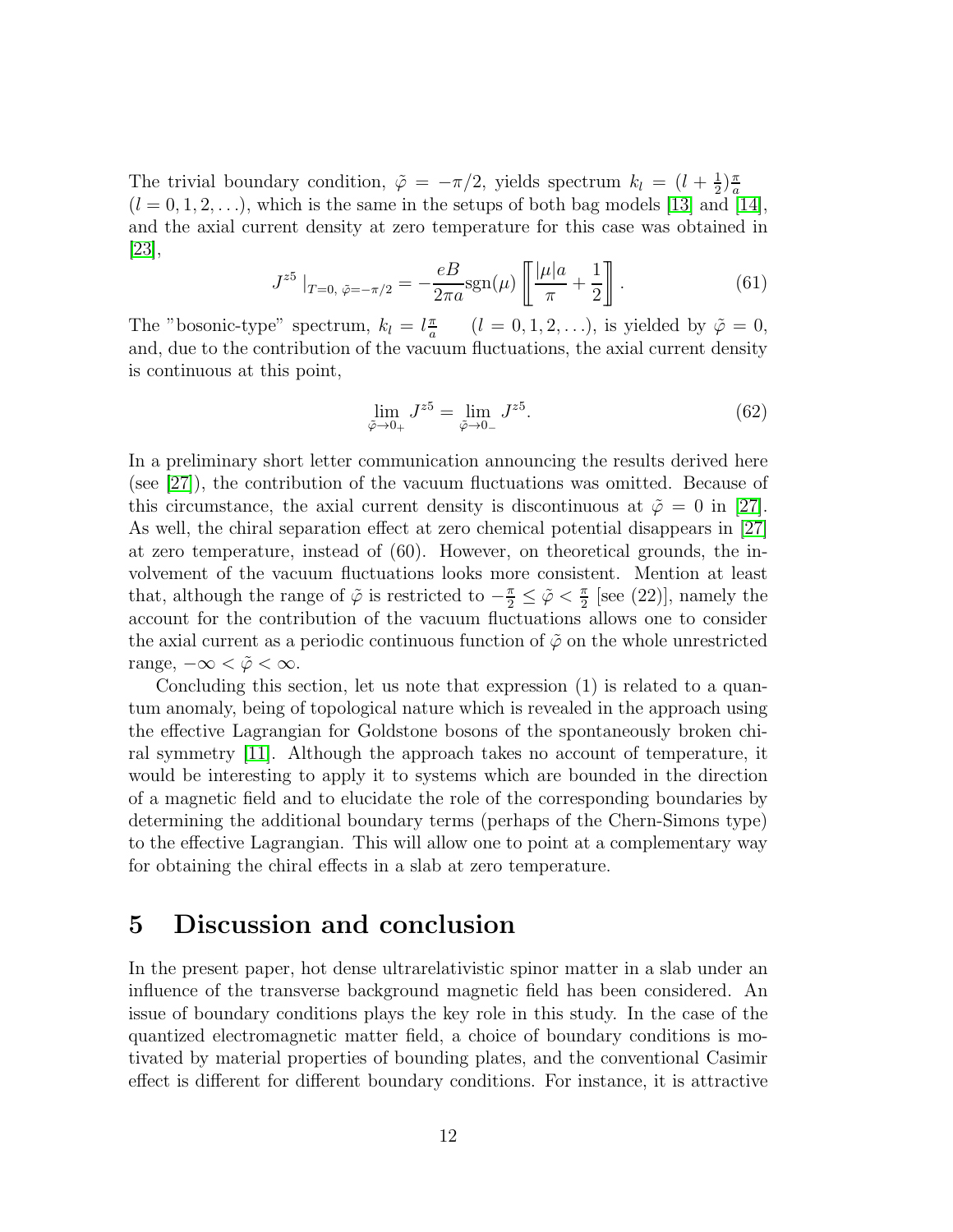The trivial boundary condition, $\tilde{\varphi} = -\pi/2$, yields spectrum $k_l = (l + \frac{1}{2})\frac{\pi}{a}$ $(l = 0, 1, 2, \ldots)$, which is the same in the setups of both bag models [13] and [14], and the axial current density at zero temperature for this case was obtained in [23],

$$J^{z5}\mid_{T=0,\ \tilde{\varphi}=-\pi/2} = -\frac{eB}{2\pi a}\mathrm{sgn}(\mu)\left[\!\!\left[\frac{|\mu|a}{\pi} + \frac{1}{2}\right]\!\!\right]. \tag{61}$$

The "bosonic-type" spectrum, $k_l = l\frac{\pi}{a}$ $\quad (l = 0, 1, 2, \ldots)$, is yielded by $\tilde{\varphi} = 0$, and, due to the contribution of the vacuum fluctuations, the axial current density is continuous at this point,

$$\lim_{\tilde{\varphi}\to 0_+} J^{z5} = \lim_{\tilde{\varphi}\to 0_-} J^{z5}. \tag{62}$$

In a preliminary short letter communication announcing the results derived here (see [27]), the contribution of the vacuum fluctuations was omitted. Because of this circumstance, the axial current density is discontinuous at $\tilde{\varphi} = 0$ in [27]. As well, the chiral separation effect at zero chemical potential disappears in [27] at zero temperature, instead of (60). However, on theoretical grounds, the involvement of the vacuum fluctuations looks more consistent. Mention at least that, although the range of $\tilde{\varphi}$ is restricted to $-\frac{\pi}{2} \leq \tilde{\varphi} < \frac{\pi}{2}$ [see (22)], namely the account for the contribution of the vacuum fluctuations allows one to consider the axial current as a periodic continuous function of $\tilde{\varphi}$ on the whole unrestricted range, $-\infty < \tilde{\varphi} < \infty$.

Concluding this section, let us note that expression (1) is related to a quantum anomaly, being of topological nature which is revealed in the approach using the effective Lagrangian for Goldstone bosons of the spontaneously broken chiral symmetry [11]. Although the approach takes no account of temperature, it would be interesting to apply it to systems which are bounded in the direction of a magnetic field and to elucidate the role of the corresponding boundaries by determining the additional boundary terms (perhaps of the Chern-Simons type) to the effective Lagrangian. This will allow one to point at a complementary way for obtaining the chiral effects in a slab at zero temperature.

# 5 Discussion and conclusion

In the present paper, hot dense ultrarelativistic spinor matter in a slab under an influence of the transverse background magnetic field has been considered. An issue of boundary conditions plays the key role in this study. In the case of the quantized electromagnetic matter field, a choice of boundary conditions is motivated by material properties of bounding plates, and the conventional Casimir effect is different for different boundary conditions. For instance, it is attractive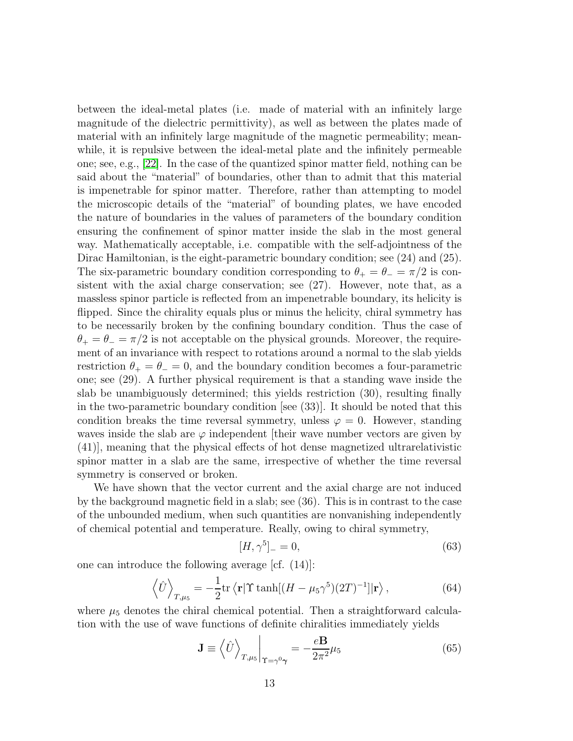between the ideal-metal plates (i.e. made of material with an infinitely large magnitude of the dielectric permittivity), as well as between the plates made of material with an infinitely large magnitude of the magnetic permeability; meanwhile, it is repulsive between the ideal-metal plate and the infinitely permeable one; see, e.g., [22]. In the case of the quantized spinor matter field, nothing can be said about the "material" of boundaries, other than to admit that this material is impenetrable for spinor matter. Therefore, rather than attempting to model the microscopic details of the "material" of bounding plates, we have encoded the nature of boundaries in the values of parameters of the boundary condition ensuring the confinement of spinor matter inside the slab in the most general way. Mathematically acceptable, i.e. compatible with the self-adjointness of the Dirac Hamiltonian, is the eight-parametric boundary condition; see (24) and (25). The six-parametric boundary condition corresponding to $\theta_+ = \theta_- = \pi/2$ is consistent with the axial charge conservation; see (27). However, note that, as a massless spinor particle is reflected from an impenetrable boundary, its helicity is flipped. Since the chirality equals plus or minus the helicity, chiral symmetry has to be necessarily broken by the confining boundary condition. Thus the case of $\theta_+ = \theta_- = \pi/2$ is not acceptable on the physical grounds. Moreover, the requirement of an invariance with respect to rotations around a normal to the slab yields restriction $\theta_+ = \theta_- = 0$, and the boundary condition becomes a four-parametric one; see (29). A further physical requirement is that a standing wave inside the slab be unambiguously determined; this yields restriction (30), resulting finally in the two-parametric boundary condition [see (33)]. It should be noted that this condition breaks the time reversal symmetry, unless $\varphi = 0$. However, standing waves inside the slab are $\varphi$ independent [their wave number vectors are given by (41)], meaning that the physical effects of hot dense magnetized ultrarelativistic spinor matter in a slab are the same, irrespective of whether the time reversal symmetry is conserved or broken.

We have shown that the vector current and the axial charge are not induced by the background magnetic field in a slab; see (36). This is in contrast to the case of the unbounded medium, when such quantities are nonvanishing independently of chemical potential and temperature. Really, owing to chiral symmetry,

$$[H, \gamma^5]_- = 0, \tag{63}$$

one can introduce the following average [cf. (14)]:

$$\left\langle \hat{U} \right\rangle_{T,\mu_5} = -\frac{1}{2} \mathrm{tr} \left\langle \mathbf{r} \right| \Upsilon \tanh[(H - \mu_5 \gamma^5)(2T)^{-1}] \left| \mathbf{r} \right\rangle, \tag{64}$$

where $\mu_5$ denotes the chiral chemical potential. Then a straightforward calculation with the use of wave functions of definite chiralities immediately yields

$$\mathbf{J} \equiv \left\langle \hat{U} \right\rangle_{T,\mu_5} \Big|_{\Upsilon = \gamma^0 \boldsymbol{\gamma}} = -\frac{e\mathbf{B}}{2\pi^2} \mu_5 \tag{65}$$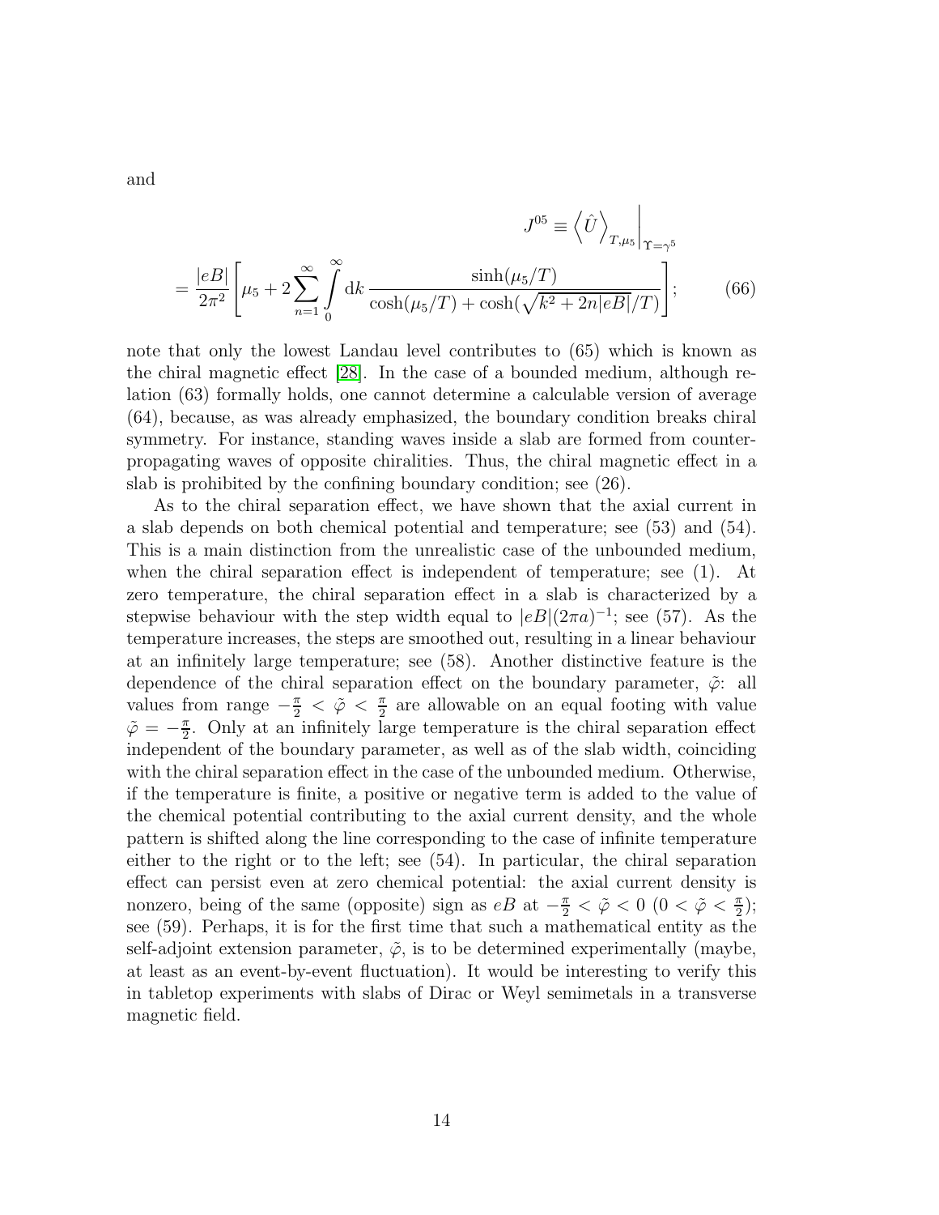and

$$
J^{05} \equiv \left\langle \hat{U} \right\rangle_{T,\mu_5}\bigg|_{\Upsilon=\gamma^5}
$$

$$
= \frac{|eB|}{2\pi^2}\left[\mu_5 + 2\sum_{n=1}^{\infty}\int_0^{\infty} \mathrm{d}k\, \frac{\sinh(\mu_5/T)}{\cosh(\mu_5/T) + \cosh(\sqrt{k^2 + 2n|eB|}/T)}\right]; \qquad (66)
$$

note that only the lowest Landau level contributes to (65) which is known as the chiral magnetic effect [28]. In the case of a bounded medium, although relation (63) formally holds, one cannot determine a calculable version of average (64), because, as was already emphasized, the boundary condition breaks chiral symmetry. For instance, standing waves inside a slab are formed from counter-propagating waves of opposite chiralities. Thus, the chiral magnetic effect in a slab is prohibited by the confining boundary condition; see (26).

As to the chiral separation effect, we have shown that the axial current in a slab depends on both chemical potential and temperature; see (53) and (54). This is a main distinction from the unrealistic case of the unbounded medium, when the chiral separation effect is independent of temperature; see (1). At zero temperature, the chiral separation effect in a slab is characterized by a stepwise behaviour with the step width equal to $|eB|(2\pi a)^{-1}$; see (57). As the temperature increases, the steps are smoothed out, resulting in a linear behaviour at an infinitely large temperature; see (58). Another distinctive feature is the dependence of the chiral separation effect on the boundary parameter, $\tilde{\varphi}$: all values from range $-\frac{\pi}{2} < \tilde{\varphi} < \frac{\pi}{2}$ are allowable on an equal footing with value $\tilde{\varphi} = -\frac{\pi}{2}$. Only at an infinitely large temperature is the chiral separation effect independent of the boundary parameter, as well as of the slab width, coinciding with the chiral separation effect in the case of the unbounded medium. Otherwise, if the temperature is finite, a positive or negative term is added to the value of the chemical potential contributing to the axial current density, and the whole pattern is shifted along the line corresponding to the case of infinite temperature either to the right or to the left; see (54). In particular, the chiral separation effect can persist even at zero chemical potential: the axial current density is nonzero, being of the same (opposite) sign as $eB$ at $-\frac{\pi}{2} < \tilde{\varphi} < 0$ ($0 < \tilde{\varphi} < \frac{\pi}{2}$); see (59). Perhaps, it is for the first time that such a mathematical entity as the self-adjoint extension parameter, $\tilde{\varphi}$, is to be determined experimentally (maybe, at least as an event-by-event fluctuation). It would be interesting to verify this in tabletop experiments with slabs of Dirac or Weyl semimetals in a transverse magnetic field.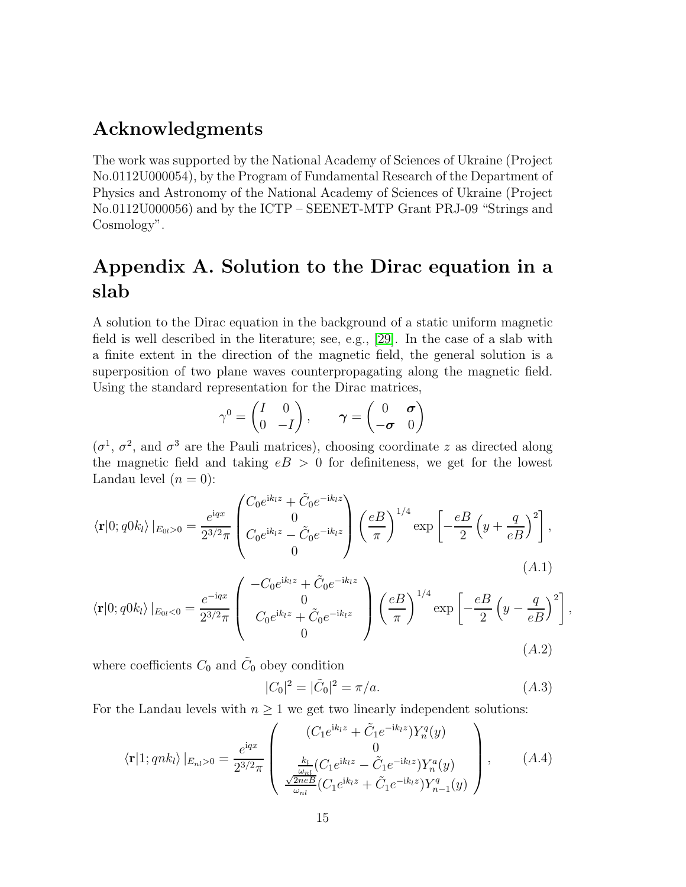# Acknowledgments

The work was supported by the National Academy of Sciences of Ukraine (Project No.0112U000054), by the Program of Fundamental Research of the Department of Physics and Astronomy of the National Academy of Sciences of Ukraine (Project No.0112U000056) and by the ICTP – SEENET-MTP Grant PRJ-09 "Strings and Cosmology".

# Appendix A. Solution to the Dirac equation in a slab

A solution to the Dirac equation in the background of a static uniform magnetic field is well described in the literature; see, e.g., [29]. In the case of a slab with a finite extent in the direction of the magnetic field, the general solution is a superposition of two plane waves counterpropagating along the magnetic field. Using the standard representation for the Dirac matrices,

$$\gamma^0 = \begin{pmatrix} I & 0 \\ 0 & -I \end{pmatrix}, \qquad \boldsymbol{\gamma} = \begin{pmatrix} 0 & \boldsymbol{\sigma} \\ -\boldsymbol{\sigma} & 0 \end{pmatrix}$$

($\sigma^1$, $\sigma^2$, and $\sigma^3$ are the Pauli matrices), choosing coordinate $z$ as directed along the magnetic field and taking $eB > 0$ for definiteness, we get for the lowest Landau level ($n = 0$):

$$\langle \mathbf{r}|0; q0k_l\rangle\,|_{E_{0l}>0} = \frac{e^{\mathrm{i}qx}}{2^{3/2}\pi} \begin{pmatrix} C_0 e^{\mathrm{i}k_l z} + \tilde{C}_0 e^{-\mathrm{i}k_l z} \\ 0 \\ C_0 e^{\mathrm{i}k_l z} - \tilde{C}_0 e^{-\mathrm{i}k_l z} \\ 0 \end{pmatrix} \left(\frac{eB}{\pi}\right)^{1/4} \exp\left[-\frac{eB}{2}\left(y + \frac{q}{eB}\right)^2\right], \tag{A.1}$$

$$\langle \mathbf{r}|0; q0k_l\rangle\,|_{E_{0l}<0} = \frac{e^{-\mathrm{i}qx}}{2^{3/2}\pi} \begin{pmatrix} -C_0 e^{\mathrm{i}k_l z} + \tilde{C}_0 e^{-\mathrm{i}k_l z} \\ 0 \\ C_0 e^{\mathrm{i}k_l z} + \tilde{C}_0 e^{-\mathrm{i}k_l z} \\ 0 \end{pmatrix} \left(\frac{eB}{\pi}\right)^{1/4} \exp\left[-\frac{eB}{2}\left(y - \frac{q}{eB}\right)^2\right], \tag{A.2}$$

where coefficients $C_0$ and $\tilde{C}_0$ obey condition

$$|C_0|^2 = |\tilde{C}_0|^2 = \pi/a. \tag{A.3}$$

For the Landau levels with $n \geq 1$ we get two linearly independent solutions:

$$\langle \mathbf{r}|1; qnk_l\rangle\,|_{E_{nl}>0} = \frac{e^{\mathrm{i}qx}}{2^{3/2}\pi} \begin{pmatrix} (C_1 e^{\mathrm{i}k_l z} + \tilde{C}_1 e^{-\mathrm{i}k_l z}) Y_n^q(y) \\ 0 \\ \frac{k_l}{\omega_{nl}}(C_1 e^{\mathrm{i}k_l z} - \tilde{C}_1 e^{-\mathrm{i}k_l z}) Y_n^a(y) \\ \frac{\sqrt{2neB}}{\omega_{nl}}(C_1 e^{\mathrm{i}k_l z} + \tilde{C}_1 e^{-\mathrm{i}k_l z}) Y_{n-1}^q(y) \end{pmatrix}, \tag{A.4}$$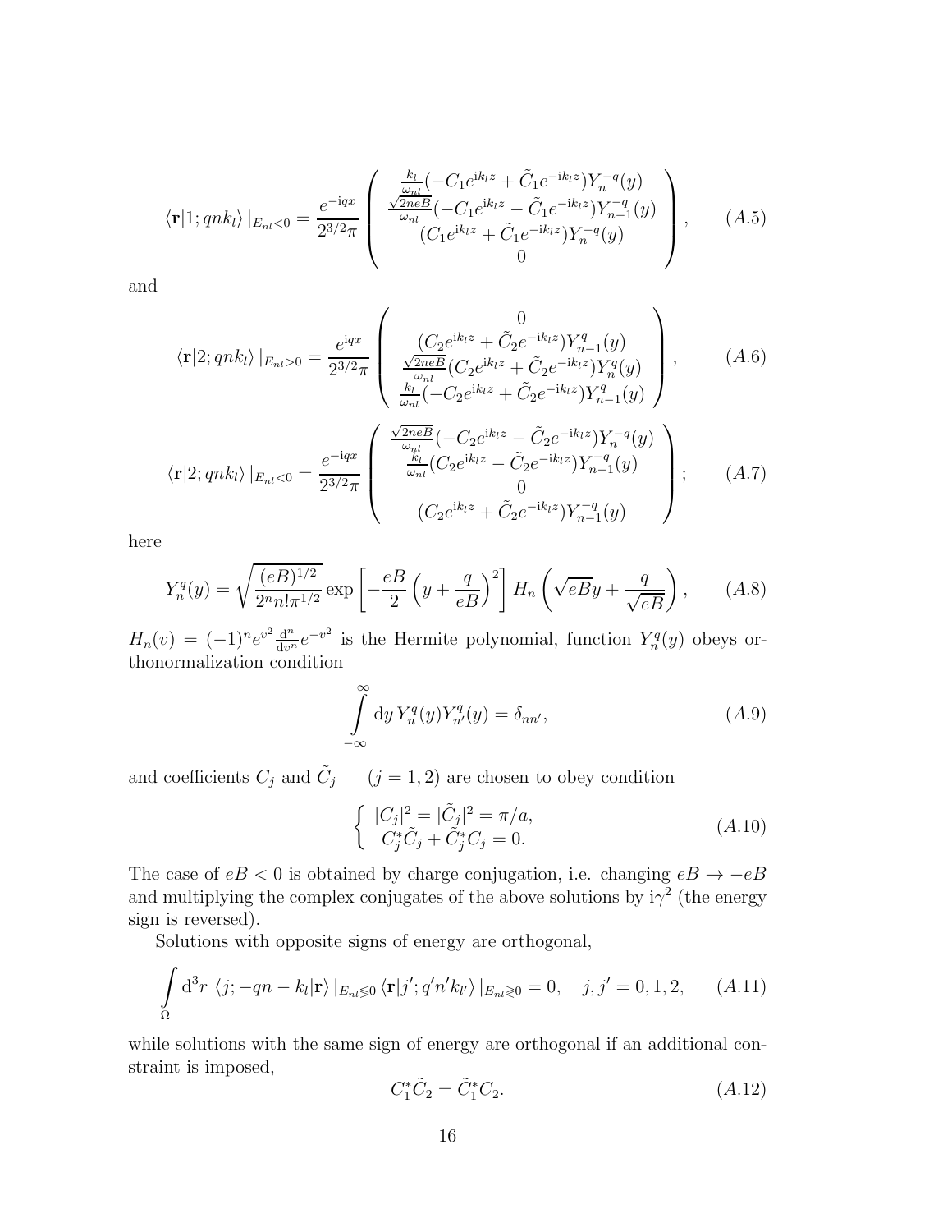$$\langle \mathbf{r}|1;qnk_l\rangle\,|_{E_{nl}<0} = \frac{e^{-\mathrm{i}qx}}{2^{3/2}\pi}\left(\begin{array}{c} \frac{k_l}{\omega_{nl}}(-C_1 e^{\mathrm{i}k_l z} + \tilde{C}_1 e^{-\mathrm{i}k_l z})Y_n^{-q}(y) \\ \frac{\sqrt{2neB}}{\omega_{nl}}(-C_1 e^{\mathrm{i}k_l z} - \tilde{C}_1 e^{-\mathrm{i}k_l z})Y_{n-1}^{-q}(y) \\ (C_1 e^{\mathrm{i}k_l z} + \tilde{C}_1 e^{-\mathrm{i}k_l z})Y_n^{-q}(y) \\ 0 \end{array}\right), \qquad (A.5)$$

and

$$\langle \mathbf{r}|2;qnk_l\rangle\,|_{E_{nl}>0} = \frac{e^{\mathrm{i}qx}}{2^{3/2}\pi}\left(\begin{array}{c} 0 \\ (C_2 e^{\mathrm{i}k_l z} + \tilde{C}_2 e^{-\mathrm{i}k_l z})Y_{n-1}^{q}(y) \\ \frac{\sqrt{2neB}}{\omega_{nl}}(C_2 e^{\mathrm{i}k_l z} + \tilde{C}_2 e^{-\mathrm{i}k_l z})Y_n^{q}(y) \\ \frac{k_l}{\omega_{nl}}(-C_2 e^{\mathrm{i}k_l z} + \tilde{C}_2 e^{-\mathrm{i}k_l z})Y_{n-1}^{q}(y) \end{array}\right), \qquad (A.6)$$

$$\langle \mathbf{r}|2;qnk_l\rangle\,|_{E_{nl}<0} = \frac{e^{-\mathrm{i}qx}}{2^{3/2}\pi}\left(\begin{array}{c} \frac{\sqrt{2neB}}{\omega_{nl}}(-C_2 e^{\mathrm{i}k_l z} - \tilde{C}_2 e^{-\mathrm{i}k_l z})Y_n^{-q}(y) \\ \frac{k_l}{\omega_{nl}}(C_2 e^{\mathrm{i}k_l z} - \tilde{C}_2 e^{-\mathrm{i}k_l z})Y_{n-1}^{-q}(y) \\ 0 \\ (C_2 e^{\mathrm{i}k_l z} + \tilde{C}_2 e^{-\mathrm{i}k_l z})Y_{n-1}^{-q}(y) \end{array}\right); \qquad (A.7)$$

here

$$Y_n^q(y) = \sqrt{\frac{(eB)^{1/2}}{2^n n! \pi^{1/2}}}\exp\left[-\frac{eB}{2}\left(y + \frac{q}{eB}\right)^2\right] H_n\left(\sqrt{eB}y + \frac{q}{\sqrt{eB}}\right), \qquad (A.8)$$

$H_n(v) = (-1)^n e^{v^2}\frac{\mathrm{d}^n}{\mathrm{d}v^n}e^{-v^2}$ is the Hermite polynomial, function $Y_n^q(y)$ obeys orthonormalization condition

$$\int\limits_{-\infty}^{\infty} \mathrm{d}y\, Y_n^q(y) Y_{n'}^q(y) = \delta_{nn'}, \qquad (A.9)$$

and coefficients $C_j$ and $\tilde{C}_j \quad (j = 1, 2)$ are chosen to obey condition

$$\left\{ \begin{array}{l} |C_j|^2 = |\tilde{C}_j|^2 = \pi/a, \\ C_j^* \tilde{C}_j + \tilde{C}_j^* C_j = 0. \end{array} \right. \qquad (A.10)$$

The case of $eB < 0$ is obtained by charge conjugation, i.e. changing $eB \to -eB$ and multiplying the complex conjugates of the above solutions by $\mathrm{i}\gamma^2$ (the energy sign is reversed).

Solutions with opposite signs of energy are orthogonal,

$$\int\limits_{\Omega} \mathrm{d}^3 r\, \langle j; -qn - k_l|\mathbf{r}\rangle\,|_{E_{nl}\lessgtr 0}\,\langle \mathbf{r}|j'; q'n'k_{l'}\rangle\,|_{E_{nl}\gtrless 0} = 0, \quad j, j' = 0, 1, 2, \qquad (A.11)$$

while solutions with the same sign of energy are orthogonal if an additional constraint is imposed,

$$C_1^* \tilde{C}_2 = \tilde{C}_1^* C_2. \qquad (A.12)$$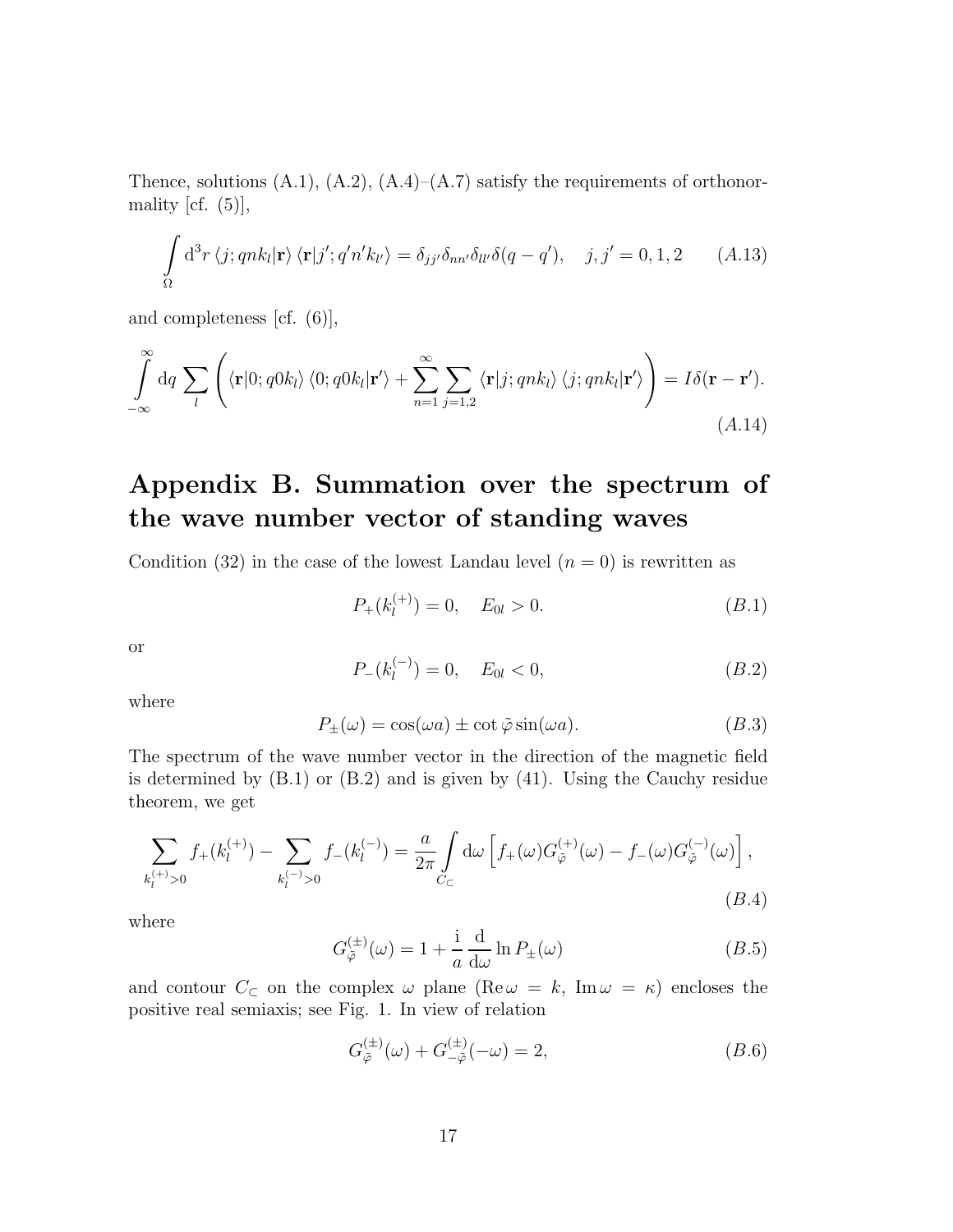Thence, solutions (A.1), (A.2), (A.4)–(A.7) satisfy the requirements of orthonormality [cf. (5)],

$$\int\limits_{\Omega} \mathrm{d}^3 r \, \langle j; qnk_l|\mathbf{r}\rangle \, \langle \mathbf{r}|j'; q'n'k_{l'}\rangle = \delta_{jj'}\delta_{nn'}\delta_{ll'}\delta(q-q'), \quad j, j' = 0, 1, 2 \qquad (A.13)$$

and completeness [cf. (6)],

$$\int\limits_{-\infty}^{\infty} \mathrm{d}q \sum_l \left( \langle \mathbf{r}|0; q0k_l\rangle \, \langle 0; q0k_l|\mathbf{r}'\rangle + \sum_{n=1}^{\infty} \sum_{j=1,2} \langle \mathbf{r}|j; qnk_l\rangle \, \langle j; qnk_l|\mathbf{r}'\rangle \right) = I\delta(\mathbf{r}-\mathbf{r}'). \qquad (A.14)$$

# Appendix B. Summation over the spectrum of the wave number vector of standing waves

Condition (32) in the case of the lowest Landau level ($n = 0$) is rewritten as

$$P_+(k_l^{(+)}) = 0, \quad E_{0l} > 0. \qquad (B.1)$$

or

$$P_-(k_l^{(-)}) = 0, \quad E_{0l} < 0, \qquad (B.2)$$

where

$$P_\pm(\omega) = \cos(\omega a) \pm \cot\tilde{\varphi} \sin(\omega a). \qquad (B.3)$$

The spectrum of the wave number vector in the direction of the magnetic field is determined by (B.1) or (B.2) and is given by (41). Using the Cauchy residue theorem, we get

$$\sum_{k_l^{(+)}>0} f_+(k_l^{(+)}) - \sum_{k_l^{(-)}>0} f_-(k_l^{(-)}) = \frac{a}{2\pi} \int\limits_{C_\subset} \mathrm{d}\omega \left[ f_+(\omega) G_{\tilde{\varphi}}^{(+)}(\omega) - f_-(\omega) G_{\tilde{\varphi}}^{(-)}(\omega) \right], \qquad (B.4)$$

where

$$G_{\tilde{\varphi}}^{(\pm)}(\omega) = 1 + \frac{\mathrm{i}}{a} \frac{\mathrm{d}}{\mathrm{d}\omega} \ln P_\pm(\omega) \qquad (B.5)$$

and contour $C_\subset$ on the complex $\omega$ plane ($\mathrm{Re}\,\omega = k$, $\mathrm{Im}\,\omega = \kappa$) encloses the positive real semiaxis; see Fig. 1. In view of relation

$$G_{\tilde{\varphi}}^{(\pm)}(\omega) + G_{-\tilde{\varphi}}^{(\pm)}(-\omega) = 2, \qquad (B.6)$$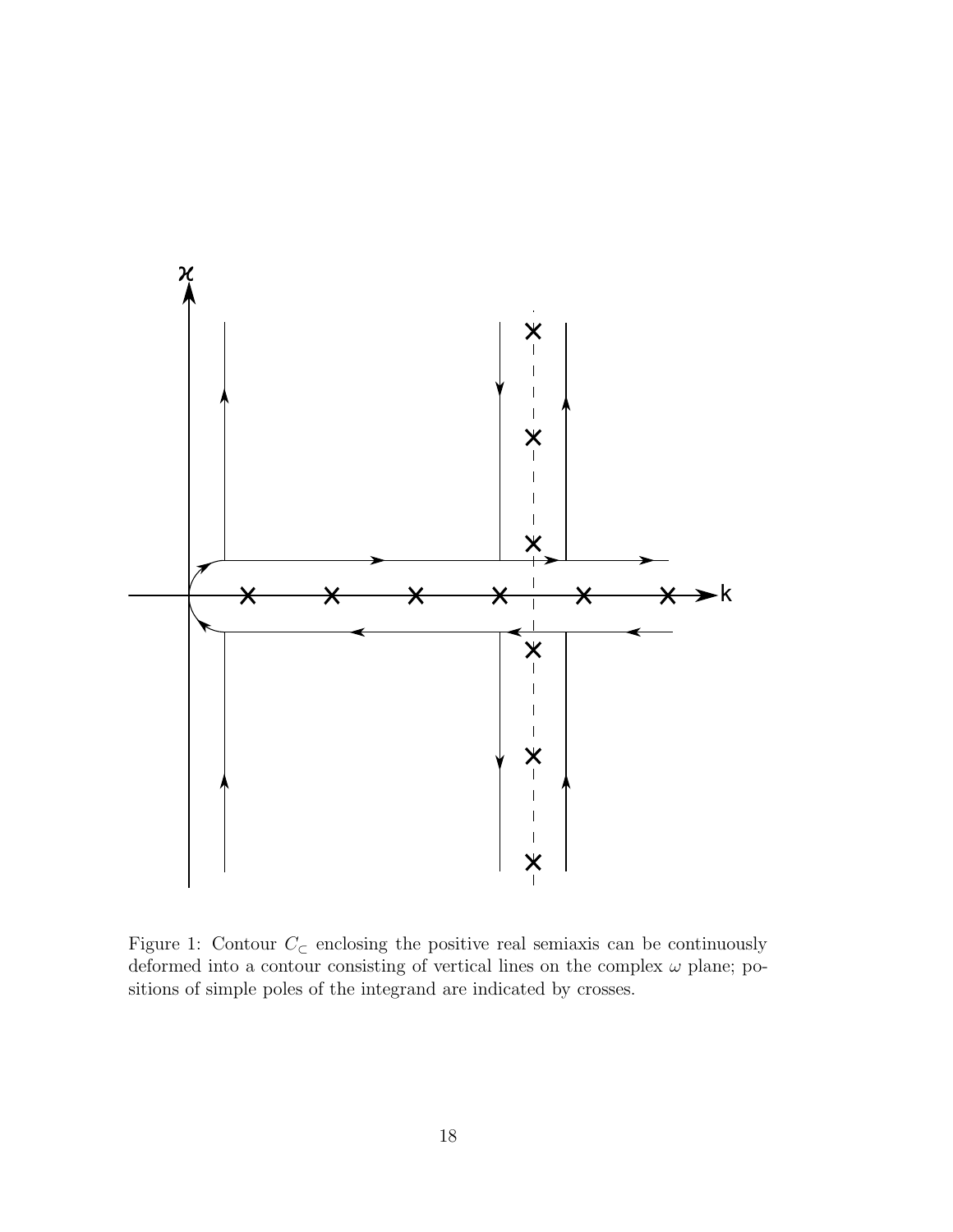Figure 1: Contour $C_{\subset}$ enclosing the positive real semiaxis can be continuously deformed into a contour consisting of vertical lines on the complex $\omega$ plane; positions of simple poles of the integrand are indicated by crosses.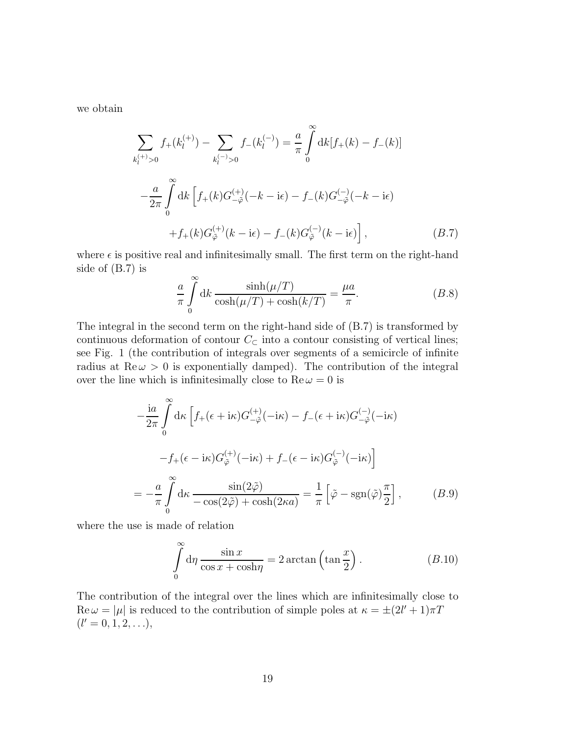we obtain

$$\sum_{k_l^{(+)}>0} f_+(k_l^{(+)}) - \sum_{k_l^{(-)}>0} f_-(k_l^{(-)}) = \frac{a}{\pi}\int\limits_0^\infty \mathrm{d}k[f_+(k) - f_-(k)]$$

$$-\frac{a}{2\pi}\int\limits_0^\infty \mathrm{d}k\left[f_+(k)G_{-\tilde{\varphi}}^{(+)}(-k-\mathrm{i}\epsilon) - f_-(k)G_{-\tilde{\varphi}}^{(-)}(-k-\mathrm{i}\epsilon)\right.$$

$$\left. + f_+(k)G_{\tilde{\varphi}}^{(+)}(k-\mathrm{i}\epsilon) - f_-(k)G_{\tilde{\varphi}}^{(-)}(k-\mathrm{i}\epsilon)\right], \qquad (B.7)$$

where $\epsilon$ is positive real and infinitesimally small. The first term on the right-hand side of (B.7) is

$$\frac{a}{\pi}\int\limits_0^\infty \mathrm{d}k\,\frac{\sinh(\mu/T)}{\cosh(\mu/T)+\cosh(k/T)} = \frac{\mu a}{\pi}. \qquad (B.8)$$

The integral in the second term on the right-hand side of (B.7) is transformed by continuous deformation of contour $C_{\subset}$ into a contour consisting of vertical lines; see Fig. 1 (the contribution of integrals over segments of a semicircle of infinite radius at $\mathrm{Re}\,\omega > 0$ is exponentially damped). The contribution of the integral over the line which is infinitesimally close to $\mathrm{Re}\,\omega = 0$ is

$$-\frac{\mathrm{i}a}{2\pi}\int\limits_0^\infty \mathrm{d}\kappa\left[f_+(\epsilon+\mathrm{i}\kappa)G_{-\tilde{\varphi}}^{(+)}(-\mathrm{i}\kappa) - f_-(\epsilon+\mathrm{i}\kappa)G_{-\tilde{\varphi}}^{(-)}(-\mathrm{i}\kappa)\right.$$

$$\left. - f_+(\epsilon-\mathrm{i}\kappa)G_{\tilde{\varphi}}^{(+)}(-\mathrm{i}\kappa) + f_-(\epsilon-\mathrm{i}\kappa)G_{\tilde{\varphi}}^{(-)}(-\mathrm{i}\kappa)\right]$$

$$= -\frac{a}{\pi}\int\limits_0^\infty \mathrm{d}\kappa\,\frac{\sin(2\tilde{\varphi})}{-\cos(2\tilde{\varphi})+\cosh(2\kappa a)} = \frac{1}{\pi}\left[\tilde{\varphi} - \mathrm{sgn}(\tilde{\varphi})\frac{\pi}{2}\right], \qquad (B.9)$$

where the use is made of relation

$$\int\limits_0^\infty \mathrm{d}\eta\,\frac{\sin x}{\cos x + \cosh\eta} = 2\arctan\left(\tan\frac{x}{2}\right). \qquad (B.10)$$

The contribution of the integral over the lines which are infinitesimally close to $\mathrm{Re}\,\omega = |\mu|$ is reduced to the contribution of simple poles at $\kappa = \pm(2l'+1)\pi T$ $(l' = 0, 1, 2, \ldots)$,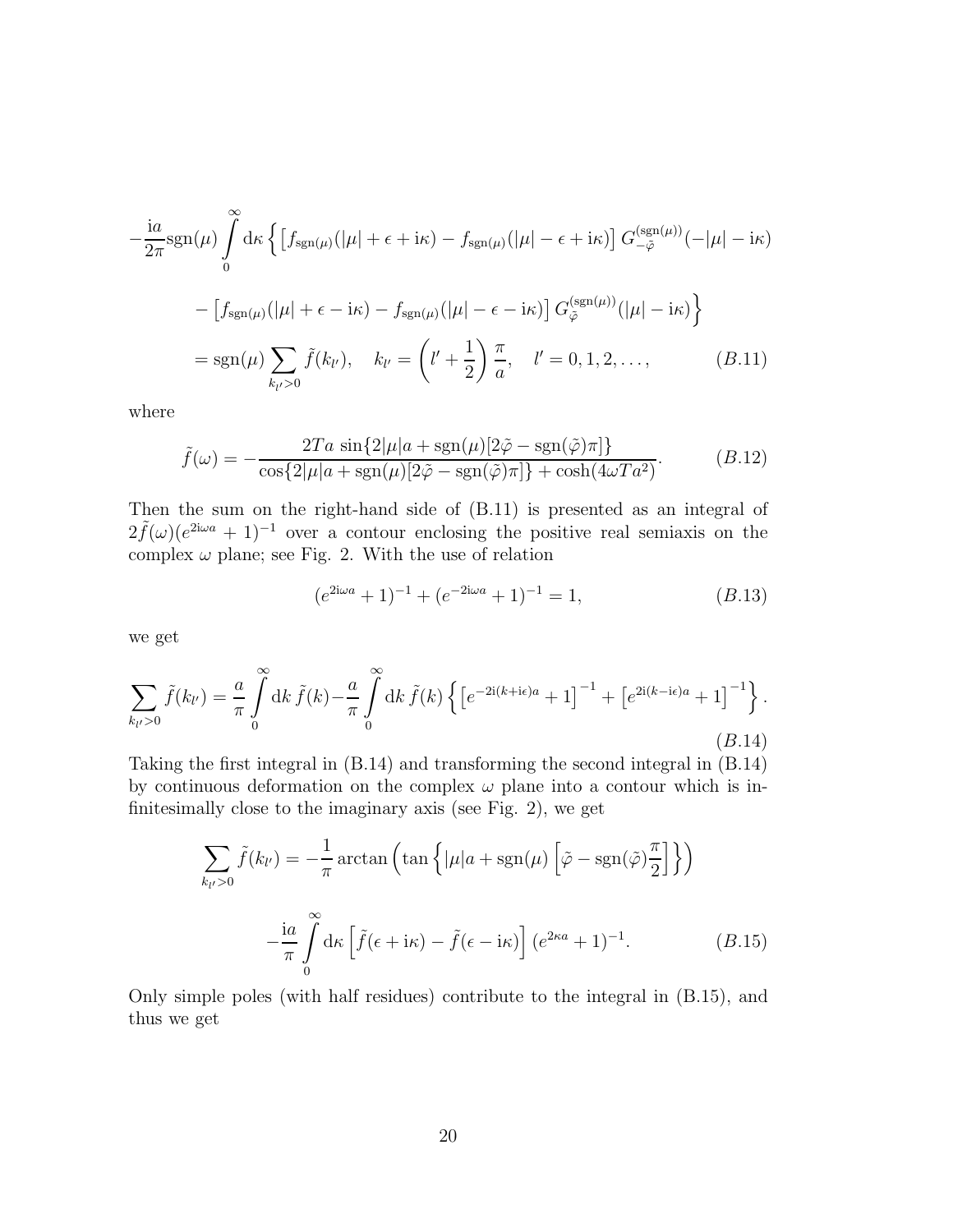$$
\begin{aligned}
&-\frac{\mathrm{i}a}{2\pi}\mathrm{sgn}(\mu)\int\limits_0^\infty \mathrm{d}\kappa \left\{ \left[ f_{\mathrm{sgn}(\mu)}(|\mu| + \epsilon + \mathrm{i}\kappa) - f_{\mathrm{sgn}(\mu)}(|\mu| - \epsilon + \mathrm{i}\kappa) \right] G_{-\tilde{\varphi}}^{(\mathrm{sgn}(\mu))}(-|\mu| - \mathrm{i}\kappa) \right. \\
&\qquad \left. - \left[ f_{\mathrm{sgn}(\mu)}(|\mu| + \epsilon - \mathrm{i}\kappa) - f_{\mathrm{sgn}(\mu)}(|\mu| - \epsilon - \mathrm{i}\kappa) \right] G_{\tilde{\varphi}}^{(\mathrm{sgn}(\mu))}(|\mu| - \mathrm{i}\kappa) \right\} \\
&\qquad = \mathrm{sgn}(\mu) \sum_{k_{l'} > 0} \tilde{f}(k_{l'}), \quad k_{l'} = \left( l' + \frac{1}{2} \right) \frac{\pi}{a}, \quad l' = 0, 1, 2, \ldots, \qquad (B.11)
\end{aligned}
$$

where

$$
\tilde{f}(\omega) = -\frac{2Ta\, \sin\{2|\mu|a + \mathrm{sgn}(\mu)[2\tilde{\varphi} - \mathrm{sgn}(\tilde{\varphi})\pi]\}}{\cos\{2|\mu|a + \mathrm{sgn}(\mu)[2\tilde{\varphi} - \mathrm{sgn}(\tilde{\varphi})\pi]\} + \cosh(4\omega T a^2)}. \qquad (B.12)
$$

Then the sum on the right-hand side of (B.11) is presented as an integral of $2\tilde{f}(\omega)(e^{2\mathrm{i}\omega a} + 1)^{-1}$ over a contour enclosing the positive real semiaxis on the complex $\omega$ plane; see Fig. 2. With the use of relation

$$
(e^{2\mathrm{i}\omega a} + 1)^{-1} + (e^{-2\mathrm{i}\omega a} + 1)^{-1} = 1, \qquad (B.13)
$$

we get

$$
\sum_{k_{l'} > 0} \tilde{f}(k_{l'}) = \frac{a}{\pi} \int\limits_0^\infty \mathrm{d}k\, \tilde{f}(k) - \frac{a}{\pi} \int\limits_0^\infty \mathrm{d}k\, \tilde{f}(k) \left\{ \left[ e^{-2\mathrm{i}(k + \mathrm{i}\epsilon)a} + 1 \right]^{-1} + \left[ e^{2\mathrm{i}(k - \mathrm{i}\epsilon)a} + 1 \right]^{-1} \right\}. \qquad (B.14)
$$

Taking the first integral in (B.14) and transforming the second integral in (B.14) by continuous deformation on the complex $\omega$ plane into a contour which is infinitesimally close to the imaginary axis (see Fig. 2), we get

$$
\begin{aligned}
\sum_{k_{l'} > 0} \tilde{f}(k_{l'}) &= -\frac{1}{\pi} \arctan\left( \tan\left\{ |\mu|a + \mathrm{sgn}(\mu) \left[ \tilde{\varphi} - \mathrm{sgn}(\tilde{\varphi}) \frac{\pi}{2} \right] \right\} \right) \\
&\quad - \frac{\mathrm{i}a}{\pi} \int\limits_0^\infty \mathrm{d}\kappa \left[ \tilde{f}(\epsilon + \mathrm{i}\kappa) - \tilde{f}(\epsilon - \mathrm{i}\kappa) \right] (e^{2\kappa a} + 1)^{-1}. \qquad (B.15)
\end{aligned}
$$

Only simple poles (with half residues) contribute to the integral in (B.15), and thus we get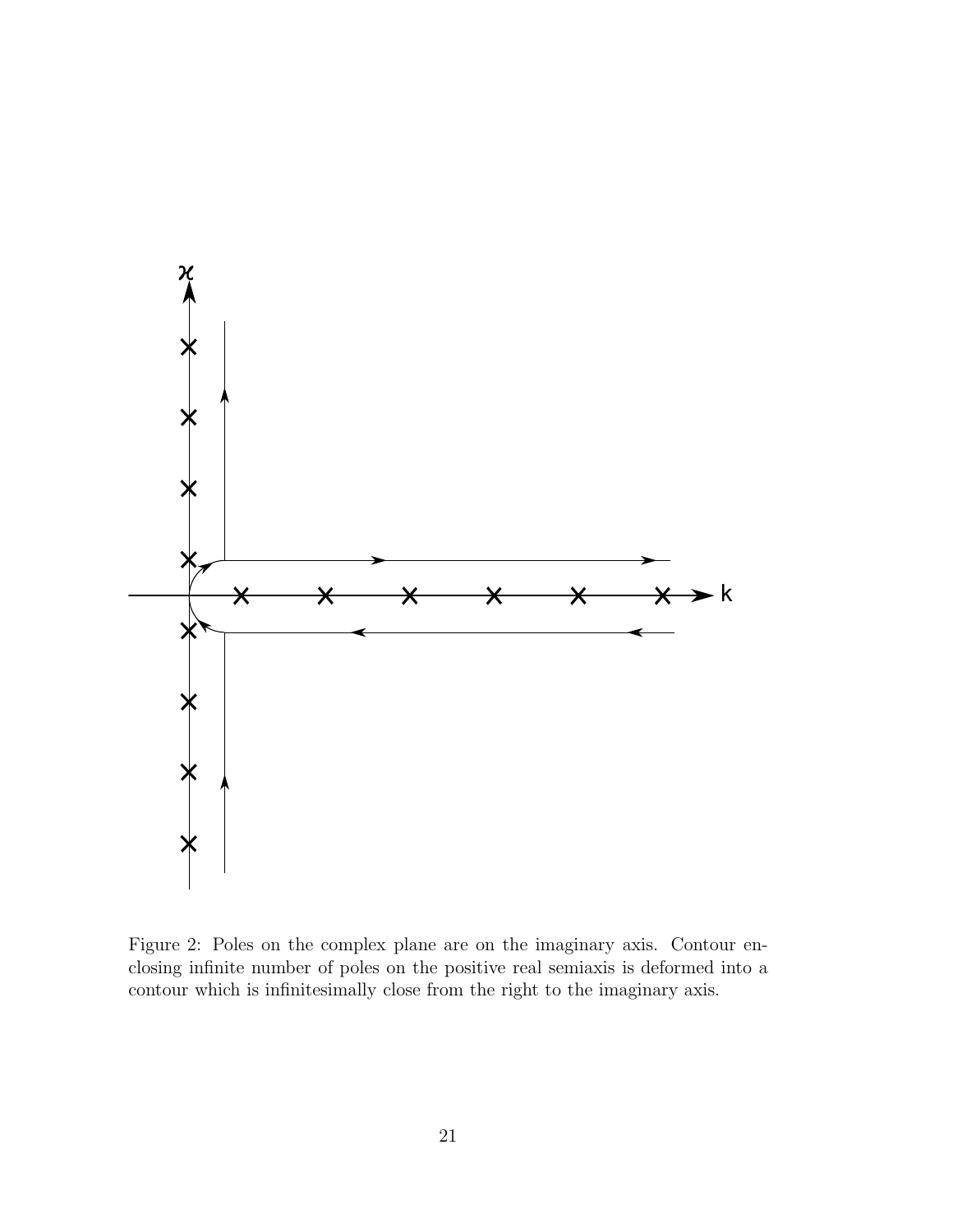Figure 2: Poles on the complex plane are on the imaginary axis. Contour enclosing infinite number of poles on the positive real semiaxis is deformed into a contour which is infinitesimally close from the right to the imaginary axis.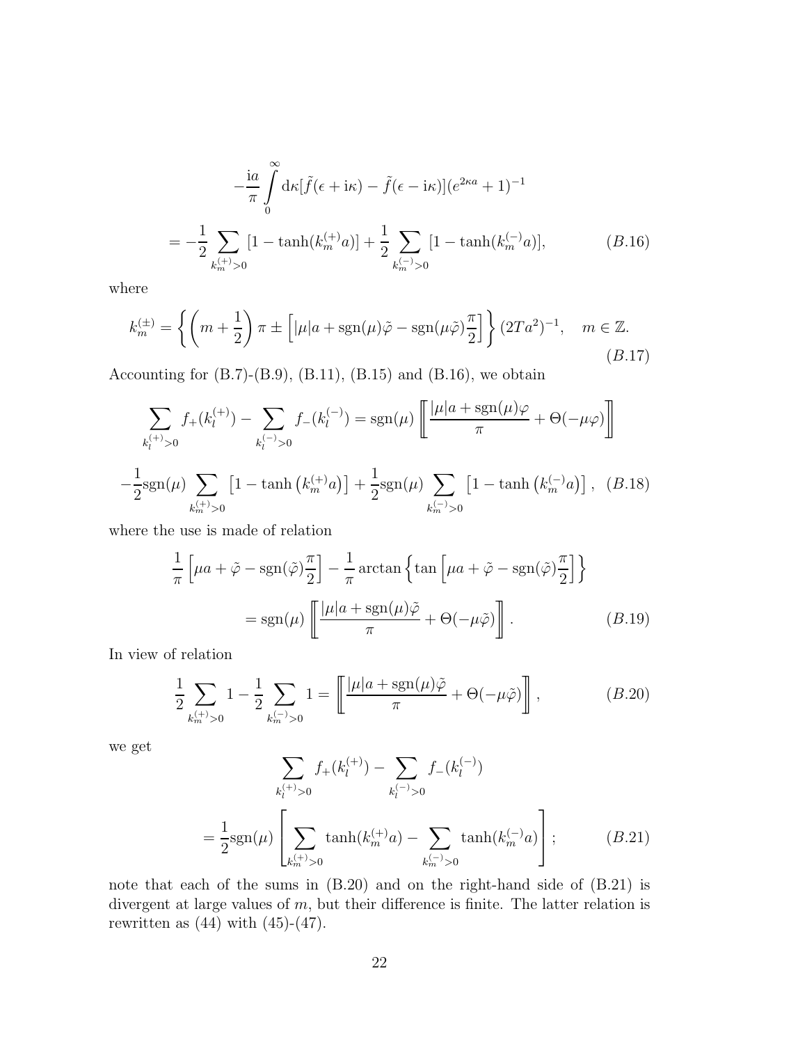$$
-\frac{\mathrm{i}a}{\pi}\int\limits_0^\infty \mathrm{d}\kappa[\tilde{f}(\epsilon+\mathrm{i}\kappa)-\tilde{f}(\epsilon-\mathrm{i}\kappa)](e^{2\kappa a}+1)^{-1}
$$

$$
=-\frac{1}{2}\sum_{k_m^{(+)}>0}[1-\tanh(k_m^{(+)}a)]+\frac{1}{2}\sum_{k_m^{(-)}>0}[1-\tanh(k_m^{(-)}a)], \qquad (B.16)
$$

where

$$
k_m^{(\pm)}=\left\{\left(m+\frac{1}{2}\right)\pi\pm\left[|\mu|a+\mathrm{sgn}(\mu)\tilde{\varphi}-\mathrm{sgn}(\mu\tilde{\varphi})\frac{\pi}{2}\right]\right\}(2Ta^2)^{-1}, \quad m\in\mathbb{Z}. \qquad (B.17)
$$

Accounting for (B.7)-(B.9), (B.11), (B.15) and (B.16), we obtain

$$
\sum_{k_l^{(+)}>0} f_+(k_l^{(+)})-\sum_{k_l^{(-)}>0} f_-(k_l^{(-)})=\mathrm{sgn}(\mu)\left[\!\!\left[\frac{|\mu|a+\mathrm{sgn}(\mu)\varphi}{\pi}+\Theta(-\mu\varphi)\right]\!\!\right]
$$

$$
-\frac{1}{2}\mathrm{sgn}(\mu)\sum_{k_m^{(+)}>0}\left[1-\tanh\left(k_m^{(+)}a\right)\right]+\frac{1}{2}\mathrm{sgn}(\mu)\sum_{k_m^{(-)}>0}\left[1-\tanh\left(k_m^{(-)}a\right)\right], \quad (B.18)
$$

where the use is made of relation

$$
\frac{1}{\pi}\left[\mu a+\tilde{\varphi}-\mathrm{sgn}(\tilde{\varphi})\frac{\pi}{2}\right]-\frac{1}{\pi}\arctan\left\{\tan\left[\mu a+\tilde{\varphi}-\mathrm{sgn}(\tilde{\varphi})\frac{\pi}{2}\right]\right\}
$$

$$
=\mathrm{sgn}(\mu)\left[\!\!\left[\frac{|\mu|a+\mathrm{sgn}(\mu)\tilde{\varphi}}{\pi}+\Theta(-\mu\tilde{\varphi})\right]\!\!\right]. \qquad (B.19)
$$

In view of relation

$$
\frac{1}{2}\sum_{k_m^{(+)}>0}1-\frac{1}{2}\sum_{k_m^{(-)}>0}1=\left[\!\!\left[\frac{|\mu|a+\mathrm{sgn}(\mu)\tilde{\varphi}}{\pi}+\Theta(-\mu\tilde{\varphi})\right]\!\!\right], \qquad (B.20)
$$

we get

$$
\sum_{k_l^{(+)}>0} f_+(k_l^{(+)})-\sum_{k_l^{(-)}>0} f_-(k_l^{(-)})
$$

$$
=\frac{1}{2}\mathrm{sgn}(\mu)\left[\sum_{k_m^{(+)}>0}\tanh(k_m^{(+)}a)-\sum_{k_m^{(-)}>0}\tanh(k_m^{(-)}a)\right]; \qquad (B.21)
$$

note that each of the sums in (B.20) and on the right-hand side of (B.21) is divergent at large values of $m$, but their difference is finite. The latter relation is rewritten as (44) with (45)-(47).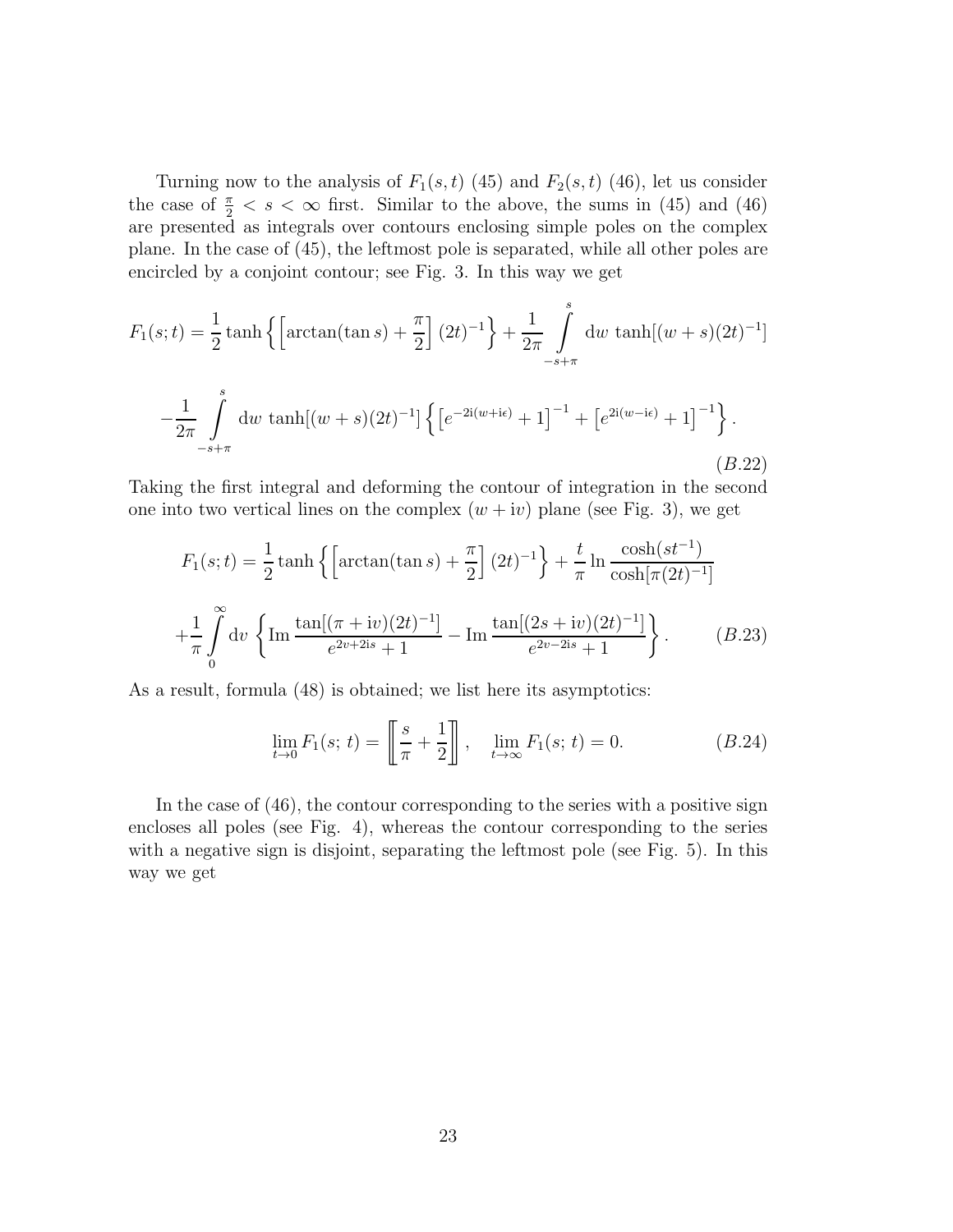Turning now to the analysis of $F_1(s,t)$ (45) and $F_2(s,t)$ (46), let us consider the case of $\frac{\pi}{2} < s < \infty$ first. Similar to the above, the sums in (45) and (46) are presented as integrals over contours enclosing simple poles on the complex plane. In the case of (45), the leftmost pole is separated, while all other poles are encircled by a conjoint contour; see Fig. 3. In this way we get

$$
F_1(s;t) = \frac{1}{2}\tanh\left\{\left[\arctan(\tan s) + \frac{\pi}{2}\right](2t)^{-1}\right\} + \frac{1}{2\pi}\int\limits_{-s+\pi}^{s} \mathrm{d}w \, \tanh[(w+s)(2t)^{-1}]
$$

$$
-\frac{1}{2\pi}\int\limits_{-s+\pi}^{s} \mathrm{d}w \, \tanh[(w+s)(2t)^{-1}]\left\{\left[e^{-2\mathrm{i}(w+\mathrm{i}\epsilon)}+1\right]^{-1} + \left[e^{2\mathrm{i}(w-\mathrm{i}\epsilon)}+1\right]^{-1}\right\}. \tag{B.22}
$$

Taking the first integral and deforming the contour of integration in the second one into two vertical lines on the complex $(w + \mathrm{i}v)$ plane (see Fig. 3), we get

$$
F_1(s;t) = \frac{1}{2}\tanh\left\{\left[\arctan(\tan s) + \frac{\pi}{2}\right](2t)^{-1}\right\} + \frac{t}{\pi}\ln\frac{\cosh(st^{-1})}{\cosh[\pi(2t)^{-1}]}
$$

$$
+\frac{1}{\pi}\int\limits_{0}^{\infty} \mathrm{d}v \left\{\mathrm{Im}\,\frac{\tan[(\pi+\mathrm{i}v)(2t)^{-1}]}{e^{2v+2\mathrm{i}s}+1} - \mathrm{Im}\,\frac{\tan[(2s+\mathrm{i}v)(2t)^{-1}]}{e^{2v-2\mathrm{i}s}+1}\right\}. \tag{B.23}
$$

As a result, formula (48) is obtained; we list here its asymptotics:

$$
\lim_{t\to 0} F_1(s;\, t) = \left[\!\left[\frac{s}{\pi} + \frac{1}{2}\right]\!\right], \quad \lim_{t\to\infty} F_1(s;\, t) = 0. \tag{B.24}
$$

In the case of (46), the contour corresponding to the series with a positive sign encloses all poles (see Fig. 4), whereas the contour corresponding to the series with a negative sign is disjoint, separating the leftmost pole (see Fig. 5). In this way we get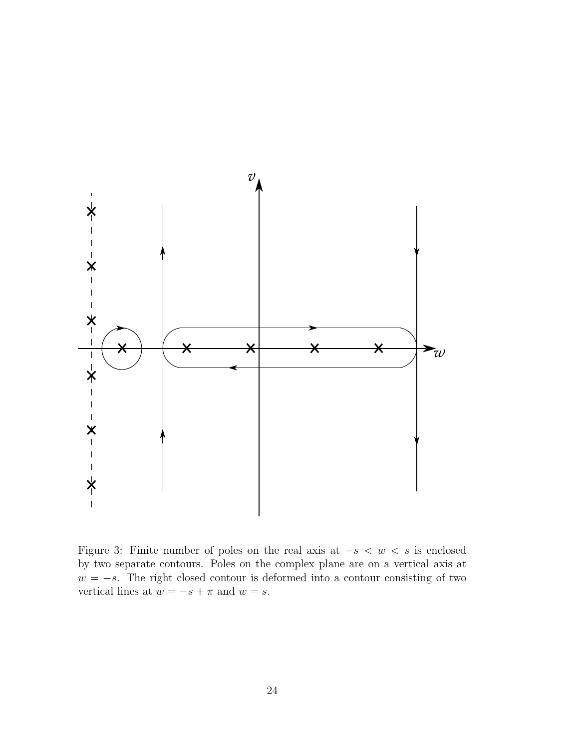Figure 3: Finite number of poles on the real axis at $-s < w < s$ is enclosed by two separate contours. Poles on the complex plane are on a vertical axis at $w = -s$. The right closed contour is deformed into a contour consisting of two vertical lines at $w = -s + \pi$ and $w = s$.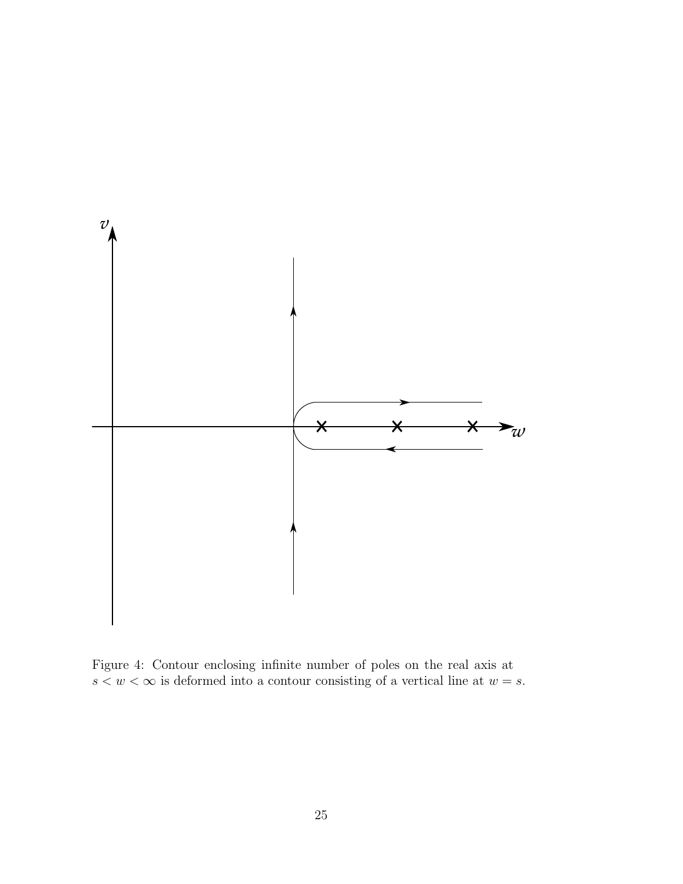Figure 4: Contour enclosing infinite number of poles on the real axis at $s < w < \infty$ is deformed into a contour consisting of a vertical line at $w = s$.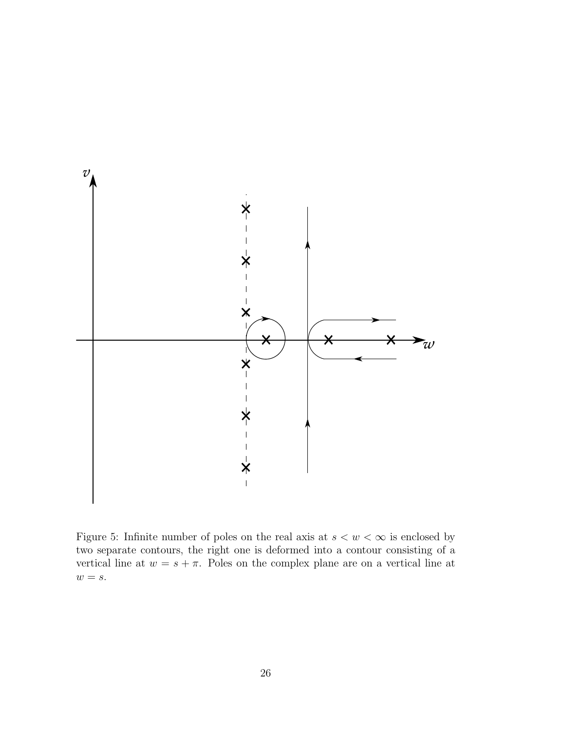Figure 5: Infinite number of poles on the real axis at $s < w < \infty$ is enclosed by two separate contours, the right one is deformed into a contour consisting of a vertical line at $w = s + \pi$. Poles on the complex plane are on a vertical line at $w = s$.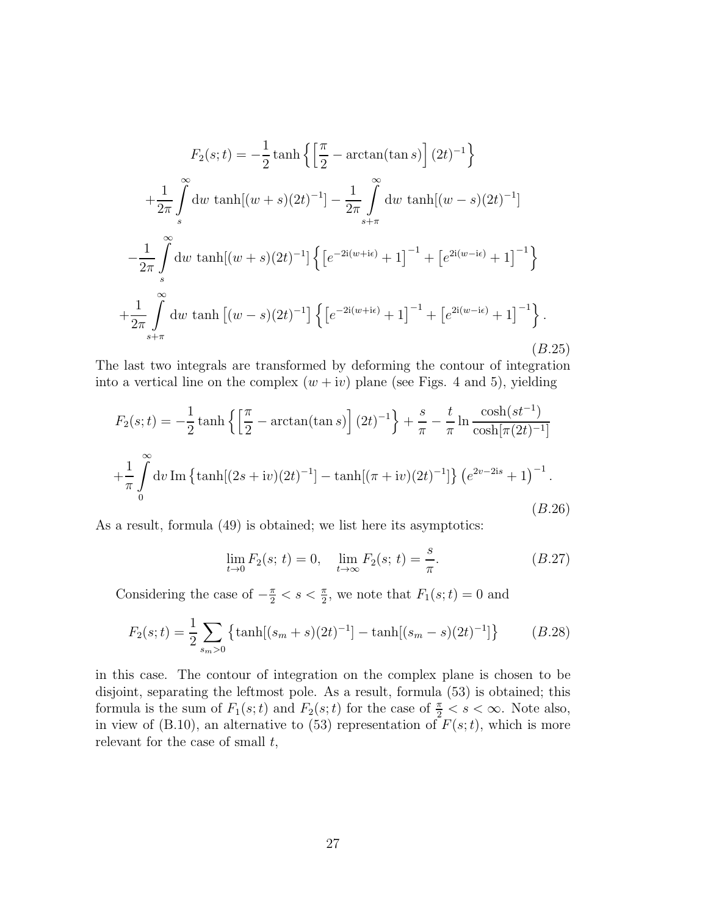$$
\begin{aligned}
F_2(s;t) = & -\frac{1}{2}\tanh\left\{\left[\frac{\pi}{2} - \arctan(\tan s)\right](2t)^{-1}\right\} \\
& +\frac{1}{2\pi}\int_s^\infty \mathrm{d}w\, \tanh[(w+s)(2t)^{-1}] - \frac{1}{2\pi}\int_{s+\pi}^\infty \mathrm{d}w\, \tanh[(w-s)(2t)^{-1}] \\
& -\frac{1}{2\pi}\int_s^\infty \mathrm{d}w\, \tanh[(w+s)(2t)^{-1}]\left\{\left[e^{-2\mathrm{i}(w+\mathrm{i}\epsilon)}+1\right]^{-1} + \left[e^{2\mathrm{i}(w-\mathrm{i}\epsilon)}+1\right]^{-1}\right\} \\
& +\frac{1}{2\pi}\int_{s+\pi}^\infty \mathrm{d}w\, \tanh\left[(w-s)(2t)^{-1}\right]\left\{\left[e^{-2\mathrm{i}(w+\mathrm{i}\epsilon)}+1\right]^{-1} + \left[e^{2\mathrm{i}(w-\mathrm{i}\epsilon)}+1\right]^{-1}\right\}.
\end{aligned}
\tag{B.25}
$$

The last two integrals are transformed by deforming the contour of integration into a vertical line on the complex $(w + \mathrm{i}v)$ plane (see Figs. 4 and 5), yielding

$$
\begin{aligned}
F_2(s;t) = & -\frac{1}{2}\tanh\left\{\left[\frac{\pi}{2} - \arctan(\tan s)\right](2t)^{-1}\right\} + \frac{s}{\pi} - \frac{t}{\pi}\ln\frac{\cosh(st^{-1})}{\cosh[\pi(2t)^{-1}]} \\
& +\frac{1}{\pi}\int_0^\infty \mathrm{d}v\, \mathrm{Im}\left\{\tanh[(2s+\mathrm{i}v)(2t)^{-1}] - \tanh[(\pi+\mathrm{i}v)(2t)^{-1}]\right\}\left(e^{2v-2\mathrm{i}s}+1\right)^{-1}.
\end{aligned}
\tag{B.26}
$$

As a result, formula (49) is obtained; we list here its asymptotics:

$$
\lim_{t\to 0} F_2(s;\, t) = 0, \quad \lim_{t\to\infty} F_2(s;\, t) = \frac{s}{\pi}. \tag{B.27}
$$

Considering the case of $-\frac{\pi}{2} < s < \frac{\pi}{2}$, we note that $F_1(s;t) = 0$ and

$$
F_2(s;t) = \frac{1}{2}\sum_{s_m>0}\left\{\tanh[(s_m+s)(2t)^{-1}] - \tanh[(s_m-s)(2t)^{-1}]\right\} \tag{B.28}
$$

in this case. The contour of integration on the complex plane is chosen to be disjoint, separating the leftmost pole. As a result, formula (53) is obtained; this formula is the sum of $F_1(s;t)$ and $F_2(s;t)$ for the case of $\frac{\pi}{2} < s < \infty$. Note also, in view of (B.10), an alternative to (53) representation of $F(s;t)$, which is more relevant for the case of small $t$,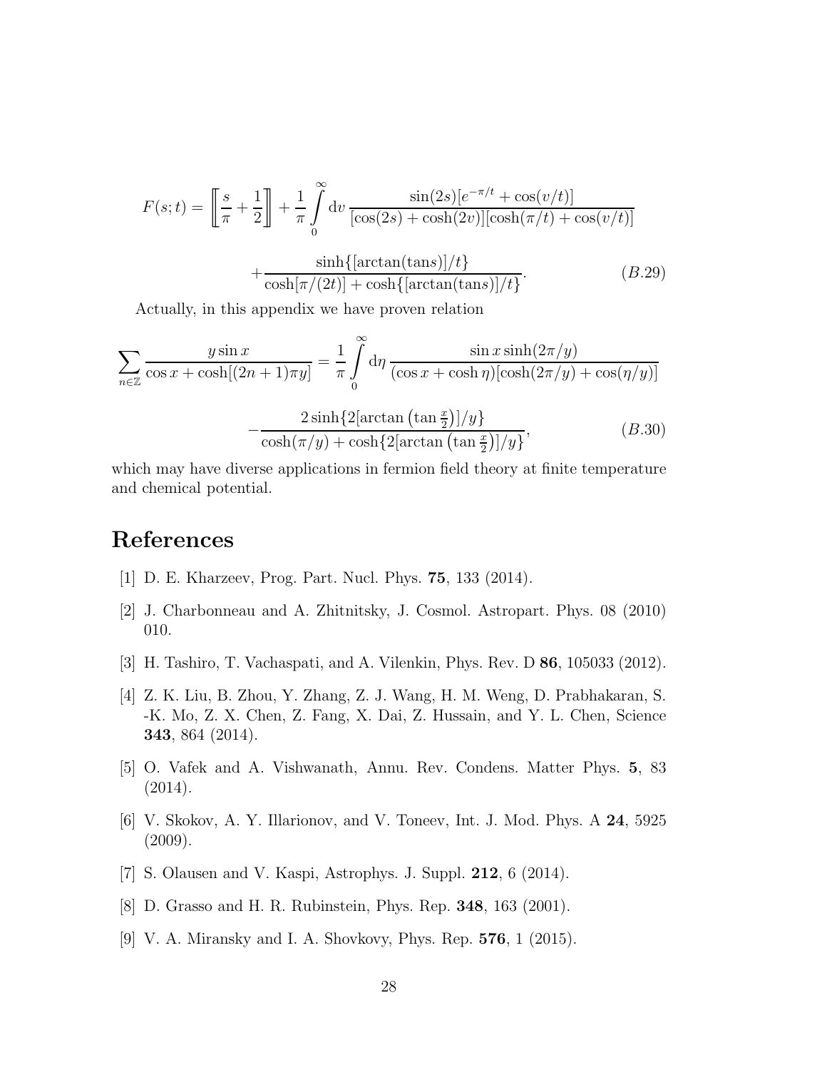$$
F(s;t) = \left[\!\left[ \frac{s}{\pi} + \frac{1}{2} \right]\!\right] + \frac{1}{\pi} \int_0^\infty \mathrm{d}v \, \frac{\sin(2s)[e^{-\pi/t} + \cos(v/t)]}{[\cos(2s) + \cosh(2v)][\cosh(\pi/t) + \cos(v/t)]}
$$

$$
+ \frac{\sinh\{[\arctan(\tan s)]/t\}}{\cosh[\pi/(2t)] + \cosh\{[\arctan(\tan s)]/t\}}. \qquad (B.29)
$$

Actually, in this appendix we have proven relation

$$
\sum_{n \in \mathbb{Z}} \frac{y \sin x}{\cos x + \cosh[(2n+1)\pi y]} = \frac{1}{\pi} \int_0^\infty \mathrm{d}\eta \, \frac{\sin x \sinh(2\pi/y)}{(\cos x + \cosh \eta)[\cosh(2\pi/y) + \cos(\eta/y)]}
$$

$$
- \frac{2 \sinh\{2[\arctan\left(\tan \frac{x}{2}\right)]/y\}}{\cosh(\pi/y) + \cosh\{2[\arctan\left(\tan \frac{x}{2}\right)]/y\}}, \qquad (B.30)
$$

which may have diverse applications in fermion field theory at finite temperature and chemical potential.

# References

[1] D. E. Kharzeev, Prog. Part. Nucl. Phys. **75**, 133 (2014).

[2] J. Charbonneau and A. Zhitnitsky, J. Cosmol. Astropart. Phys. 08 (2010) 010.

[3] H. Tashiro, T. Vachaspati, and A. Vilenkin, Phys. Rev. D **86**, 105033 (2012).

[4] Z. K. Liu, B. Zhou, Y. Zhang, Z. J. Wang, H. M. Weng, D. Prabhakaran, S. -K. Mo, Z. X. Chen, Z. Fang, X. Dai, Z. Hussain, and Y. L. Chen, Science **343**, 864 (2014).

[5] O. Vafek and A. Vishwanath, Annu. Rev. Condens. Matter Phys. **5**, 83 (2014).

[6] V. Skokov, A. Y. Illarionov, and V. Toneev, Int. J. Mod. Phys. A **24**, 5925 (2009).

[7] S. Olausen and V. Kaspi, Astrophys. J. Suppl. **212**, 6 (2014).

[8] D. Grasso and H. R. Rubinstein, Phys. Rep. **348**, 163 (2001).

[9] V. A. Miransky and I. A. Shovkovy, Phys. Rep. **576**, 1 (2015).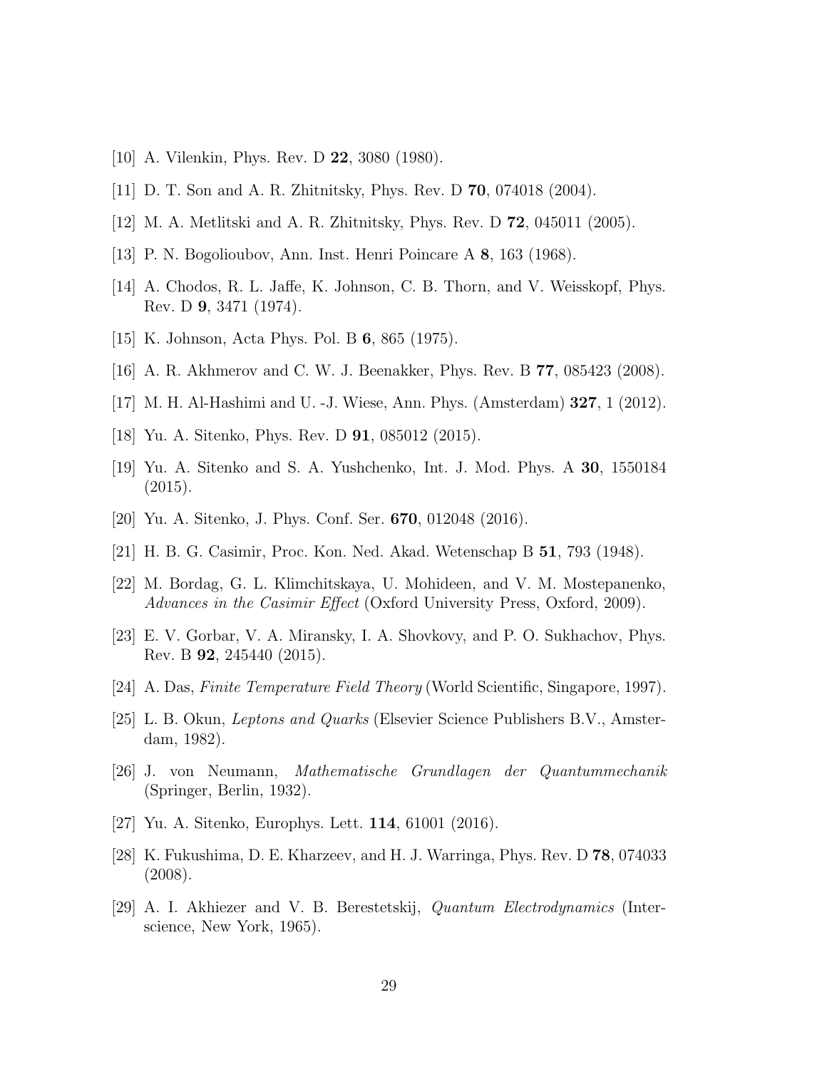[10] A. Vilenkin, Phys. Rev. D **22**, 3080 (1980).

[11] D. T. Son and A. R. Zhitnitsky, Phys. Rev. D **70**, 074018 (2004).

[12] M. A. Metlitski and A. R. Zhitnitsky, Phys. Rev. D **72**, 045011 (2005).

[13] P. N. Bogolioubov, Ann. Inst. Henri Poincare A **8**, 163 (1968).

[14] A. Chodos, R. L. Jaffe, K. Johnson, C. B. Thorn, and V. Weisskopf, Phys. Rev. D **9**, 3471 (1974).

[15] K. Johnson, Acta Phys. Pol. B **6**, 865 (1975).

[16] A. R. Akhmerov and C. W. J. Beenakker, Phys. Rev. B **77**, 085423 (2008).

[17] M. H. Al-Hashimi and U. -J. Wiese, Ann. Phys. (Amsterdam) **327**, 1 (2012).

[18] Yu. A. Sitenko, Phys. Rev. D **91**, 085012 (2015).

[19] Yu. A. Sitenko and S. A. Yushchenko, Int. J. Mod. Phys. A **30**, 1550184 (2015).

[20] Yu. A. Sitenko, J. Phys. Conf. Ser. **670**, 012048 (2016).

[21] H. B. G. Casimir, Proc. Kon. Ned. Akad. Wetenschap B **51**, 793 (1948).

[22] M. Bordag, G. L. Klimchitskaya, U. Mohideen, and V. M. Mostepanenko, *Advances in the Casimir Effect* (Oxford University Press, Oxford, 2009).

[23] E. V. Gorbar, V. A. Miransky, I. A. Shovkovy, and P. O. Sukhachov, Phys. Rev. B **92**, 245440 (2015).

[24] A. Das, *Finite Temperature Field Theory* (World Scientific, Singapore, 1997).

[25] L. B. Okun, *Leptons and Quarks* (Elsevier Science Publishers B.V., Amsterdam, 1982).

[26] J. von Neumann, *Mathematische Grundlagen der Quantummechanik* (Springer, Berlin, 1932).

[27] Yu. A. Sitenko, Europhys. Lett. **114**, 61001 (2016).

[28] K. Fukushima, D. E. Kharzeev, and H. J. Warringa, Phys. Rev. D **78**, 074033 (2008).

[29] A. I. Akhiezer and V. B. Berestetskij, *Quantum Electrodynamics* (Interscience, New York, 1965).